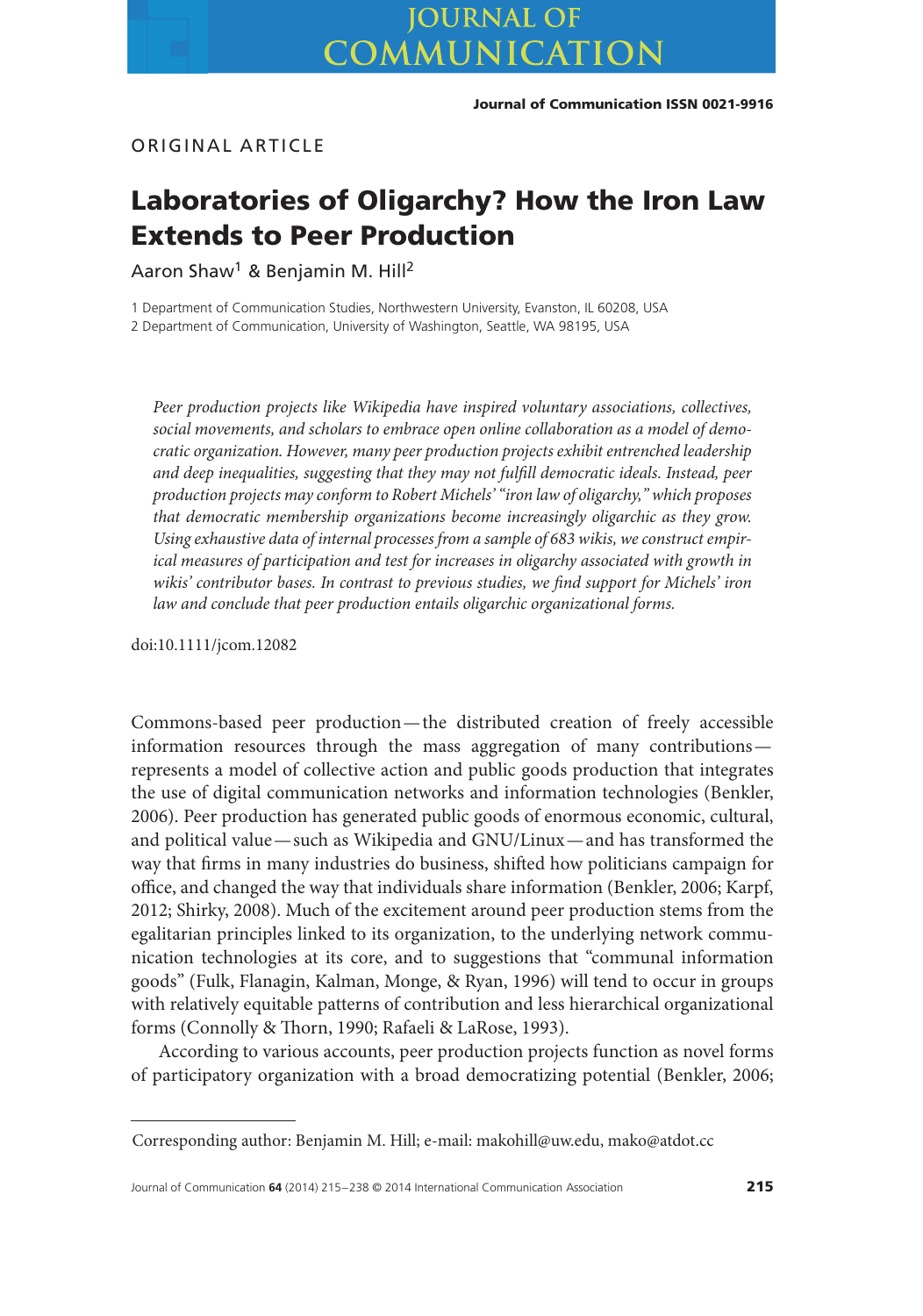ORIGINAL ARTICLE

# Laboratories of Oligarchy? How the Iron Law Extends to Peer Production

Aaron Shaw[1] & Benjamin M. Hill[2]

1 Department of Communication Studies, Northwestern University, Evanston, IL 60208, USA
2 Department of Communication, University of Washington, Seattle, WA 98195, USA

*Peer production projects like Wikipedia have inspired voluntary associations, collectives, social movements, and scholars to embrace open online collaboration as a model of democratic organization. However, many peer production projects exhibit entrenched leadership and deep inequalities, suggesting that they may not fulfill democratic ideals. Instead, peer production projects may conform to Robert Michels' "iron law of oligarchy," which proposes that democratic membership organizations become increasingly oligarchic as they grow. Using exhaustive data of internal processes from a sample of 683 wikis, we construct empirical measures of participation and test for increases in oligarchy associated with growth in wikis' contributor bases. In contrast to previous studies, we find support for Michels' iron law and conclude that peer production entails oligarchic organizational forms.*

doi:10.1111/jcom.12082

Commons-based peer production—the distributed creation of freely accessible information resources through the mass aggregation of many contributions—represents a model of collective action and public goods production that integrates the use of digital communication networks and information technologies (Benkler, 2006). Peer production has generated public goods of enormous economic, cultural, and political value—such as Wikipedia and GNU/Linux—and has transformed the way that firms in many industries do business, shifted how politicians campaign for office, and changed the way that individuals share information (Benkler, 2006; Karpf, 2012; Shirky, 2008). Much of the excitement around peer production stems from the egalitarian principles linked to its organization, to the underlying network communication technologies at its core, and to suggestions that "communal information goods" (Fulk, Flanagin, Kalman, Monge, & Ryan, 1996) will tend to occur in groups with relatively equitable patterns of contribution and less hierarchical organizational forms (Connolly & Thorn, 1990; Rafaeli & LaRose, 1993).

According to various accounts, peer production projects function as novel forms of participatory organization with a broad democratizing potential (Benkler, 2006;

Corresponding author: Benjamin M. Hill; e-mail: makohill@uw.edu, mako@atdot.cc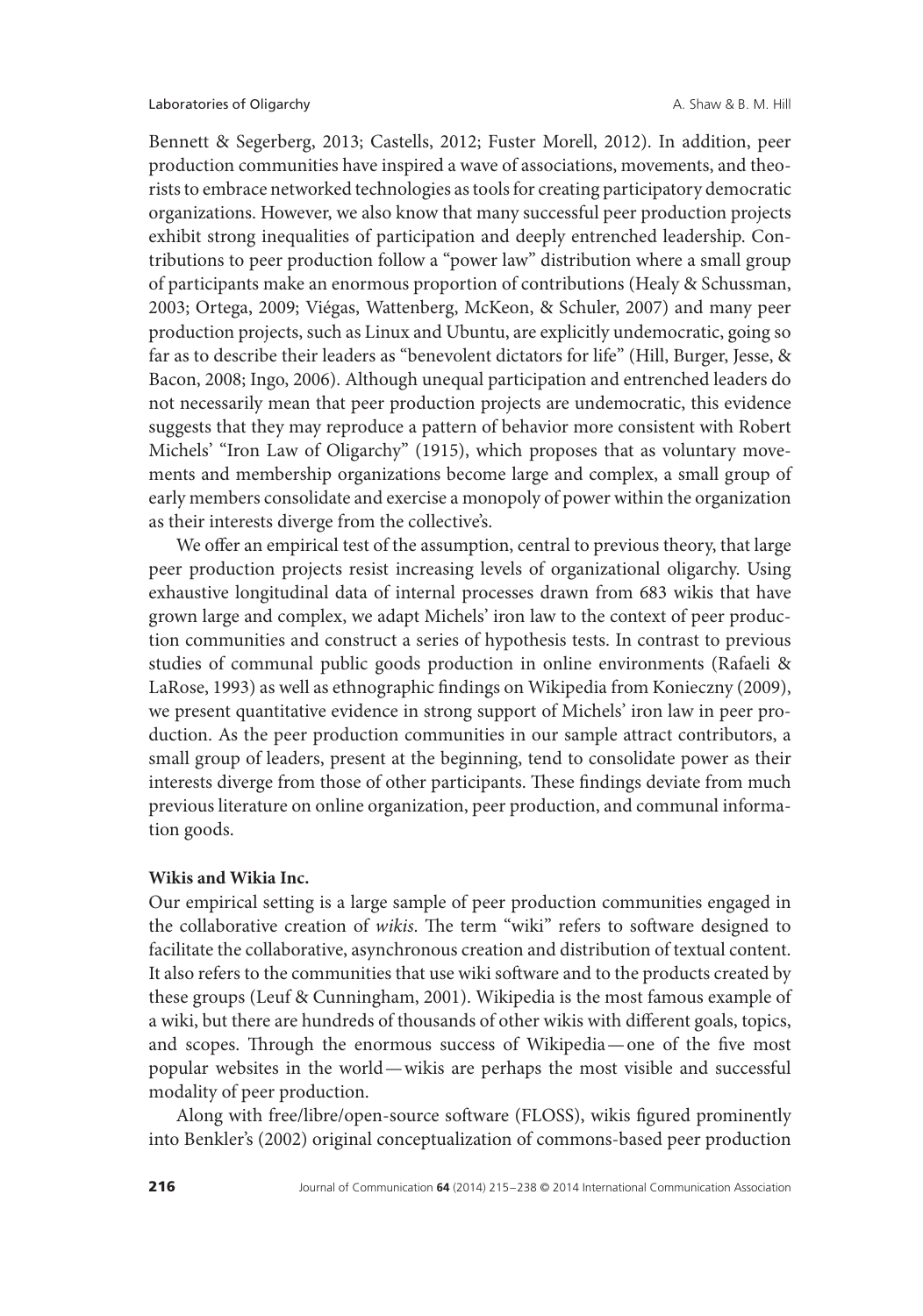Bennett & Segerberg, 2013; Castells, 2012; Fuster Morell, 2012). In addition, peer production communities have inspired a wave of associations, movements, and theorists to embrace networked technologies as tools for creating participatory democratic organizations. However, we also know that many successful peer production projects exhibit strong inequalities of participation and deeply entrenched leadership. Contributions to peer production follow a "power law" distribution where a small group of participants make an enormous proportion of contributions (Healy & Schussman, 2003; Ortega, 2009; Viégas, Wattenberg, McKeon, & Schuler, 2007) and many peer production projects, such as Linux and Ubuntu, are explicitly undemocratic, going so far as to describe their leaders as "benevolent dictators for life" (Hill, Burger, Jesse, & Bacon, 2008; Ingo, 2006). Although unequal participation and entrenched leaders do not necessarily mean that peer production projects are undemocratic, this evidence suggests that they may reproduce a pattern of behavior more consistent with Robert Michels' "Iron Law of Oligarchy" (1915), which proposes that as voluntary movements and membership organizations become large and complex, a small group of early members consolidate and exercise a monopoly of power within the organization as their interests diverge from the collective's.

We offer an empirical test of the assumption, central to previous theory, that large peer production projects resist increasing levels of organizational oligarchy. Using exhaustive longitudinal data of internal processes drawn from 683 wikis that have grown large and complex, we adapt Michels' iron law to the context of peer production communities and construct a series of hypothesis tests. In contrast to previous studies of communal public goods production in online environments (Rafaeli & LaRose, 1993) as well as ethnographic findings on Wikipedia from Konieczny (2009), we present quantitative evidence in strong support of Michels' iron law in peer production. As the peer production communities in our sample attract contributors, a small group of leaders, present at the beginning, tend to consolidate power as their interests diverge from those of other participants. These findings deviate from much previous literature on online organization, peer production, and communal information goods.

**Wikis and Wikia Inc.**

Our empirical setting is a large sample of peer production communities engaged in the collaborative creation of *wikis*. The term "wiki" refers to software designed to facilitate the collaborative, asynchronous creation and distribution of textual content. It also refers to the communities that use wiki software and to the products created by these groups (Leuf & Cunningham, 2001). Wikipedia is the most famous example of a wiki, but there are hundreds of thousands of other wikis with different goals, topics, and scopes. Through the enormous success of Wikipedia—one of the five most popular websites in the world—wikis are perhaps the most visible and successful modality of peer production.

Along with free/libre/open-source software (FLOSS), wikis figured prominently into Benkler's (2002) original conceptualization of commons-based peer production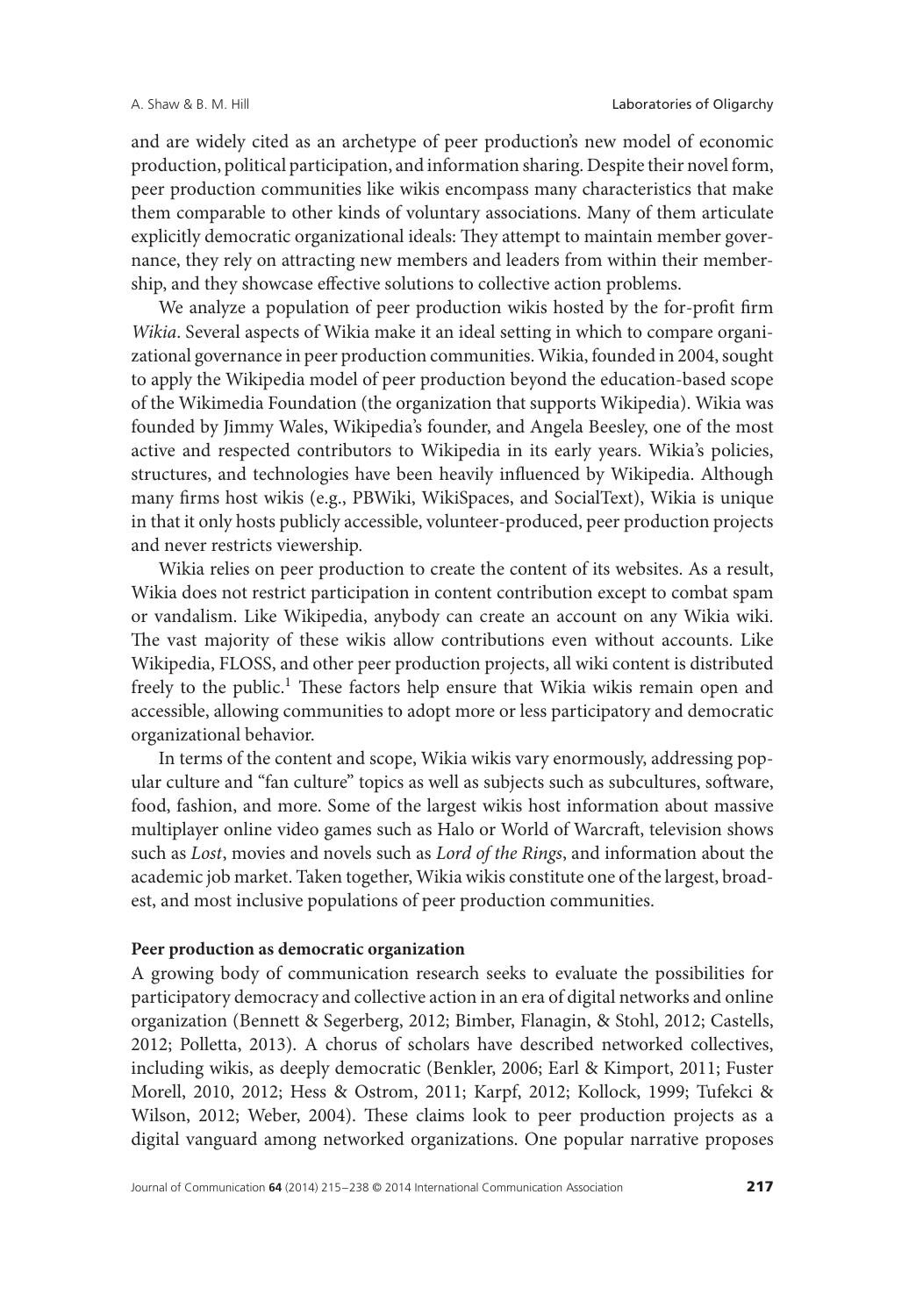and are widely cited as an archetype of peer production's new model of economic production, political participation, and information sharing. Despite their novel form, peer production communities like wikis encompass many characteristics that make them comparable to other kinds of voluntary associations. Many of them articulate explicitly democratic organizational ideals: They attempt to maintain member governance, they rely on attracting new members and leaders from within their membership, and they showcase effective solutions to collective action problems.

We analyze a population of peer production wikis hosted by the for-profit firm *Wikia*. Several aspects of Wikia make it an ideal setting in which to compare organizational governance in peer production communities. Wikia, founded in 2004, sought to apply the Wikipedia model of peer production beyond the education-based scope of the Wikimedia Foundation (the organization that supports Wikipedia). Wikia was founded by Jimmy Wales, Wikipedia's founder, and Angela Beesley, one of the most active and respected contributors to Wikipedia in its early years. Wikia's policies, structures, and technologies have been heavily influenced by Wikipedia. Although many firms host wikis (e.g., PBWiki, WikiSpaces, and SocialText), Wikia is unique in that it only hosts publicly accessible, volunteer-produced, peer production projects and never restricts viewership.

Wikia relies on peer production to create the content of its websites. As a result, Wikia does not restrict participation in content contribution except to combat spam or vandalism. Like Wikipedia, anybody can create an account on any Wikia wiki. The vast majority of these wikis allow contributions even without accounts. Like Wikipedia, FLOSS, and other peer production projects, all wiki content is distributed freely to the public.[1] These factors help ensure that Wikia wikis remain open and accessible, allowing communities to adopt more or less participatory and democratic organizational behavior.

In terms of the content and scope, Wikia wikis vary enormously, addressing popular culture and "fan culture" topics as well as subjects such as subcultures, software, food, fashion, and more. Some of the largest wikis host information about massive multiplayer online video games such as Halo or World of Warcraft, television shows such as *Lost*, movies and novels such as *Lord of the Rings*, and information about the academic job market. Taken together, Wikia wikis constitute one of the largest, broadest, and most inclusive populations of peer production communities.

**Peer production as democratic organization**

A growing body of communication research seeks to evaluate the possibilities for participatory democracy and collective action in an era of digital networks and online organization (Bennett & Segerberg, 2012; Bimber, Flanagin, & Stohl, 2012; Castells, 2012; Polletta, 2013). A chorus of scholars have described networked collectives, including wikis, as deeply democratic (Benkler, 2006; Earl & Kimport, 2011; Fuster Morell, 2010, 2012; Hess & Ostrom, 2011; Karpf, 2012; Kollock, 1999; Tufekci & Wilson, 2012; Weber, 2004). These claims look to peer production projects as a digital vanguard among networked organizations. One popular narrative proposes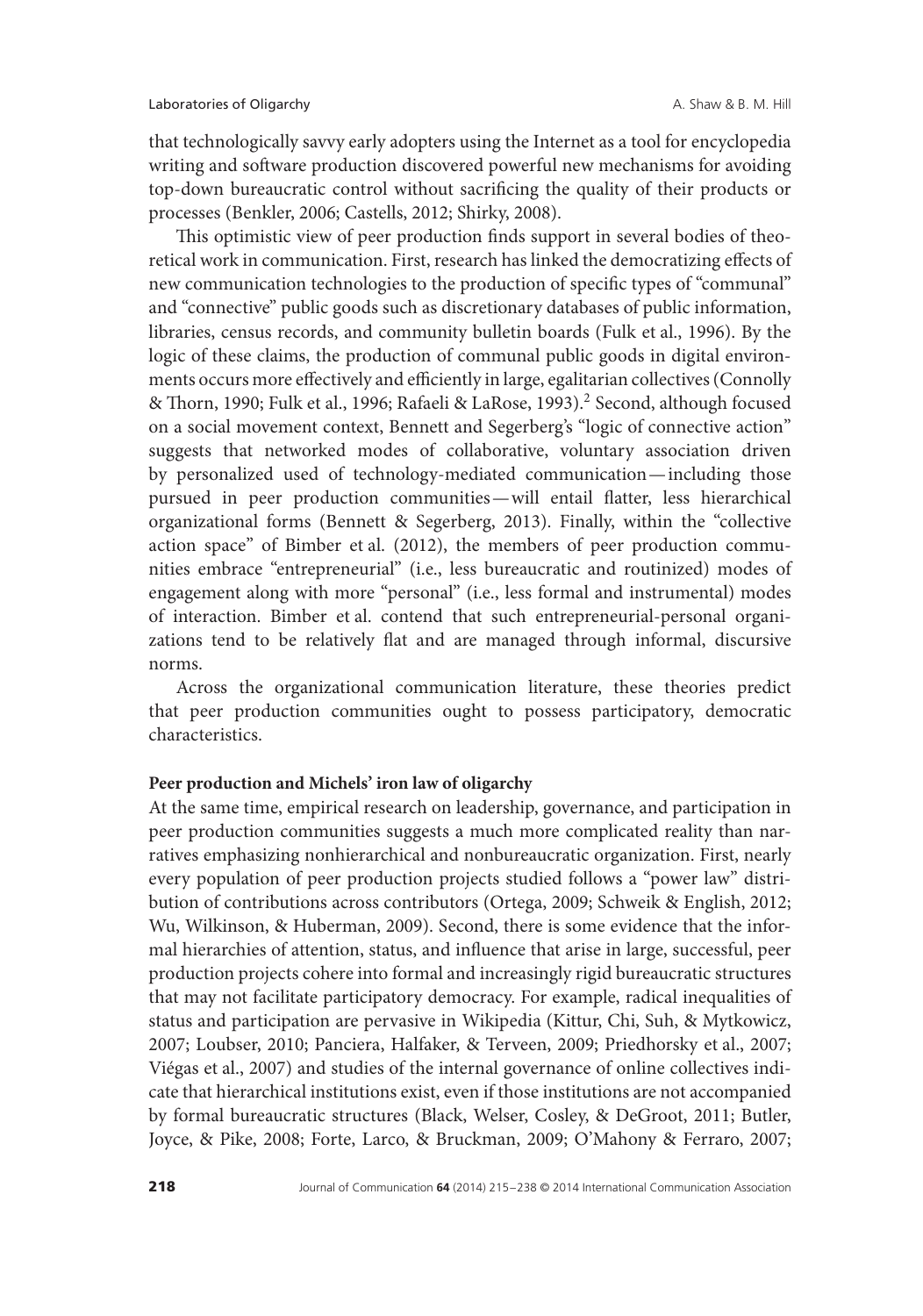that technologically savvy early adopters using the Internet as a tool for encyclopedia writing and software production discovered powerful new mechanisms for avoiding top-down bureaucratic control without sacrificing the quality of their products or processes (Benkler, 2006; Castells, 2012; Shirky, 2008).

This optimistic view of peer production finds support in several bodies of theoretical work in communication. First, research has linked the democratizing effects of new communication technologies to the production of specific types of "communal" and "connective" public goods such as discretionary databases of public information, libraries, census records, and community bulletin boards (Fulk et al., 1996). By the logic of these claims, the production of communal public goods in digital environments occurs more effectively and efficiently in large, egalitarian collectives (Connolly & Thorn, 1990; Fulk et al., 1996; Rafaeli & LaRose, 1993).[2] Second, although focused on a social movement context, Bennett and Segerberg's "logic of connective action" suggests that networked modes of collaborative, voluntary association driven by personalized used of technology-mediated communication—including those pursued in peer production communities—will entail flatter, less hierarchical organizational forms (Bennett & Segerberg, 2013). Finally, within the "collective action space" of Bimber et al. (2012), the members of peer production communities embrace "entrepreneurial" (i.e., less bureaucratic and routinized) modes of engagement along with more "personal" (i.e., less formal and instrumental) modes of interaction. Bimber et al. contend that such entrepreneurial-personal organizations tend to be relatively flat and are managed through informal, discursive norms.

Across the organizational communication literature, these theories predict that peer production communities ought to possess participatory, democratic characteristics.

**Peer production and Michels' iron law of oligarchy**

At the same time, empirical research on leadership, governance, and participation in peer production communities suggests a much more complicated reality than narratives emphasizing nonhierarchical and nonbureaucratic organization. First, nearly every population of peer production projects studied follows a "power law" distribution of contributions across contributors (Ortega, 2009; Schweik & English, 2012; Wu, Wilkinson, & Huberman, 2009). Second, there is some evidence that the informal hierarchies of attention, status, and influence that arise in large, successful, peer production projects cohere into formal and increasingly rigid bureaucratic structures that may not facilitate participatory democracy. For example, radical inequalities of status and participation are pervasive in Wikipedia (Kittur, Chi, Suh, & Mytkowicz, 2007; Loubser, 2010; Panciera, Halfaker, & Terveen, 2009; Priedhorsky et al., 2007; Viégas et al., 2007) and studies of the internal governance of online collectives indicate that hierarchical institutions exist, even if those institutions are not accompanied by formal bureaucratic structures (Black, Welser, Cosley, & DeGroot, 2011; Butler, Joyce, & Pike, 2008; Forte, Larco, & Bruckman, 2009; O'Mahony & Ferraro, 2007;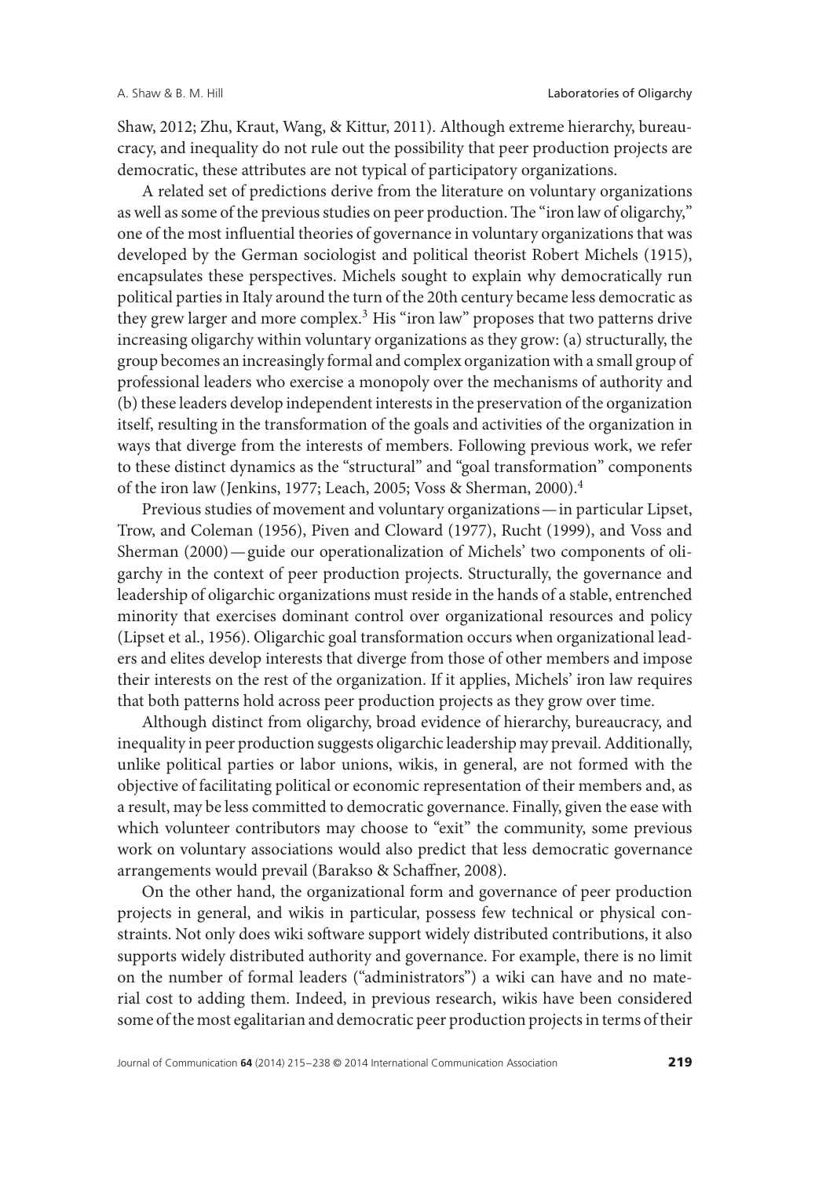Shaw, 2012; Zhu, Kraut, Wang, & Kittur, 2011). Although extreme hierarchy, bureaucracy, and inequality do not rule out the possibility that peer production projects are democratic, these attributes are not typical of participatory organizations.

A related set of predictions derive from the literature on voluntary organizations as well as some of the previous studies on peer production. The "iron law of oligarchy," one of the most influential theories of governance in voluntary organizations that was developed by the German sociologist and political theorist Robert Michels (1915), encapsulates these perspectives. Michels sought to explain why democratically run political parties in Italy around the turn of the 20th century became less democratic as they grew larger and more complex.[3] His "iron law" proposes that two patterns drive increasing oligarchy within voluntary organizations as they grow: (a) structurally, the group becomes an increasingly formal and complex organization with a small group of professional leaders who exercise a monopoly over the mechanisms of authority and (b) these leaders develop independent interests in the preservation of the organization itself, resulting in the transformation of the goals and activities of the organization in ways that diverge from the interests of members. Following previous work, we refer to these distinct dynamics as the "structural" and "goal transformation" components of the iron law (Jenkins, 1977; Leach, 2005; Voss & Sherman, 2000).[4]

Previous studies of movement and voluntary organizations—in particular Lipset, Trow, and Coleman (1956), Piven and Cloward (1977), Rucht (1999), and Voss and Sherman (2000)—guide our operationalization of Michels' two components of oligarchy in the context of peer production projects. Structurally, the governance and leadership of oligarchic organizations must reside in the hands of a stable, entrenched minority that exercises dominant control over organizational resources and policy (Lipset et al., 1956). Oligarchic goal transformation occurs when organizational leaders and elites develop interests that diverge from those of other members and impose their interests on the rest of the organization. If it applies, Michels' iron law requires that both patterns hold across peer production projects as they grow over time.

Although distinct from oligarchy, broad evidence of hierarchy, bureaucracy, and inequality in peer production suggests oligarchic leadership may prevail. Additionally, unlike political parties or labor unions, wikis, in general, are not formed with the objective of facilitating political or economic representation of their members and, as a result, may be less committed to democratic governance. Finally, given the ease with which volunteer contributors may choose to "exit" the community, some previous work on voluntary associations would also predict that less democratic governance arrangements would prevail (Barakso & Schaffner, 2008).

On the other hand, the organizational form and governance of peer production projects in general, and wikis in particular, possess few technical or physical constraints. Not only does wiki software support widely distributed contributions, it also supports widely distributed authority and governance. For example, there is no limit on the number of formal leaders ("administrators") a wiki can have and no material cost to adding them. Indeed, in previous research, wikis have been considered some of the most egalitarian and democratic peer production projects in terms of their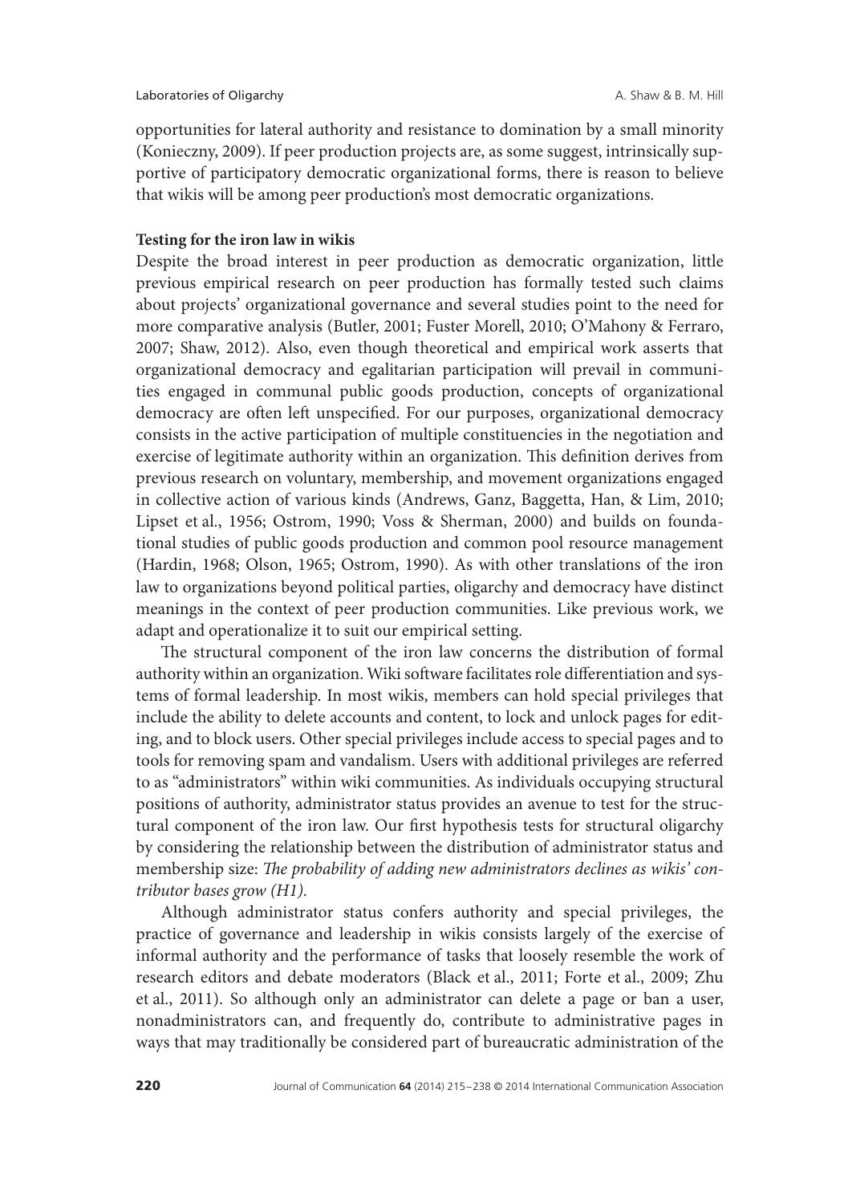opportunities for lateral authority and resistance to domination by a small minority (Konieczny, 2009). If peer production projects are, as some suggest, intrinsically supportive of participatory democratic organizational forms, there is reason to believe that wikis will be among peer production's most democratic organizations.

**Testing for the iron law in wikis**

Despite the broad interest in peer production as democratic organization, little previous empirical research on peer production has formally tested such claims about projects' organizational governance and several studies point to the need for more comparative analysis (Butler, 2001; Fuster Morell, 2010; O'Mahony & Ferraro, 2007; Shaw, 2012). Also, even though theoretical and empirical work asserts that organizational democracy and egalitarian participation will prevail in communities engaged in communal public goods production, concepts of organizational democracy are often left unspecified. For our purposes, organizational democracy consists in the active participation of multiple constituencies in the negotiation and exercise of legitimate authority within an organization. This definition derives from previous research on voluntary, membership, and movement organizations engaged in collective action of various kinds (Andrews, Ganz, Baggetta, Han, & Lim, 2010; Lipset et al., 1956; Ostrom, 1990; Voss & Sherman, 2000) and builds on foundational studies of public goods production and common pool resource management (Hardin, 1968; Olson, 1965; Ostrom, 1990). As with other translations of the iron law to organizations beyond political parties, oligarchy and democracy have distinct meanings in the context of peer production communities. Like previous work, we adapt and operationalize it to suit our empirical setting.

The structural component of the iron law concerns the distribution of formal authority within an organization. Wiki software facilitates role differentiation and systems of formal leadership. In most wikis, members can hold special privileges that include the ability to delete accounts and content, to lock and unlock pages for editing, and to block users. Other special privileges include access to special pages and to tools for removing spam and vandalism. Users with additional privileges are referred to as "administrators" within wiki communities. As individuals occupying structural positions of authority, administrator status provides an avenue to test for the structural component of the iron law. Our first hypothesis tests for structural oligarchy by considering the relationship between the distribution of administrator status and membership size: *The probability of adding new administrators declines as wikis' contributor bases grow (H1)*.

Although administrator status confers authority and special privileges, the practice of governance and leadership in wikis consists largely of the exercise of informal authority and the performance of tasks that loosely resemble the work of research editors and debate moderators (Black et al., 2011; Forte et al., 2009; Zhu et al., 2011). So although only an administrator can delete a page or ban a user, nonadministrators can, and frequently do, contribute to administrative pages in ways that may traditionally be considered part of bureaucratic administration of the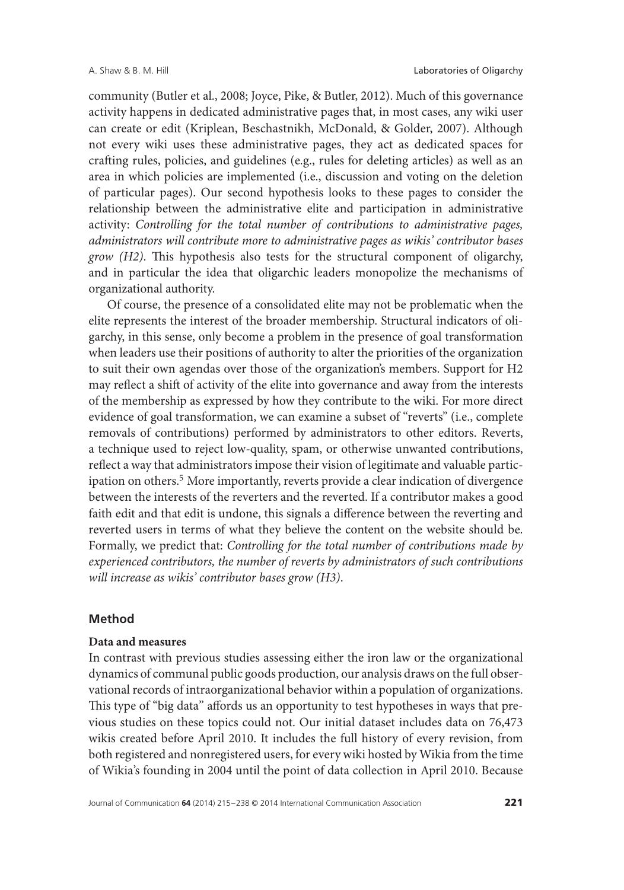community (Butler et al., 2008; Joyce, Pike, & Butler, 2012). Much of this governance activity happens in dedicated administrative pages that, in most cases, any wiki user can create or edit (Kriplean, Beschastnikh, McDonald, & Golder, 2007). Although not every wiki uses these administrative pages, they act as dedicated spaces for crafting rules, policies, and guidelines (e.g., rules for deleting articles) as well as an area in which policies are implemented (i.e., discussion and voting on the deletion of particular pages). Our second hypothesis looks to these pages to consider the relationship between the administrative elite and participation in administrative activity: *Controlling for the total number of contributions to administrative pages, administrators will contribute more to administrative pages as wikis' contributor bases grow (H2)*. This hypothesis also tests for the structural component of oligarchy, and in particular the idea that oligarchic leaders monopolize the mechanisms of organizational authority.

Of course, the presence of a consolidated elite may not be problematic when the elite represents the interest of the broader membership. Structural indicators of oligarchy, in this sense, only become a problem in the presence of goal transformation when leaders use their positions of authority to alter the priorities of the organization to suit their own agendas over those of the organization's members. Support for H2 may reflect a shift of activity of the elite into governance and away from the interests of the membership as expressed by how they contribute to the wiki. For more direct evidence of goal transformation, we can examine a subset of "reverts" (i.e., complete removals of contributions) performed by administrators to other editors. Reverts, a technique used to reject low-quality, spam, or otherwise unwanted contributions, reflect a way that administrators impose their vision of legitimate and valuable participation on others.[5] More importantly, reverts provide a clear indication of divergence between the interests of the reverters and the reverted. If a contributor makes a good faith edit and that edit is undone, this signals a difference between the reverting and reverted users in terms of what they believe the content on the website should be. Formally, we predict that: *Controlling for the total number of contributions made by experienced contributors, the number of reverts by administrators of such contributions will increase as wikis' contributor bases grow (H3)*.

## Method

### Data and measures

In contrast with previous studies assessing either the iron law or the organizational dynamics of communal public goods production, our analysis draws on the full observational records of intraorganizational behavior within a population of organizations. This type of "big data" affords us an opportunity to test hypotheses in ways that previous studies on these topics could not. Our initial dataset includes data on 76,473 wikis created before April 2010. It includes the full history of every revision, from both registered and nonregistered users, for every wiki hosted by Wikia from the time of Wikia's founding in 2004 until the point of data collection in April 2010. Because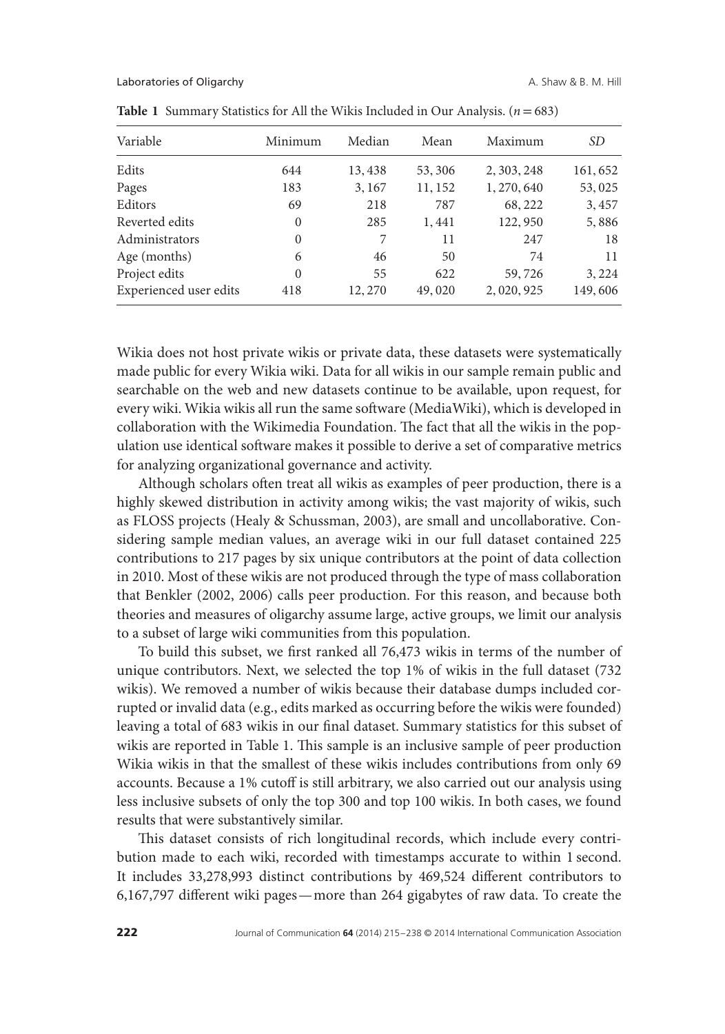**Table 1** Summary Statistics for All the Wikis Included in Our Analysis. ($n = 683$)

| Variable | Minimum | Median | Mean | Maximum | *SD* |
|---|---|---|---|---|---|
| Edits | 644 | 13,438 | 53,306 | 2,303,248 | 161,652 |
| Pages | 183 | 3,167 | 11,152 | 1,270,640 | 53,025 |
| Editors | 69 | 218 | 787 | 68,222 | 3,457 |
| Reverted edits | 0 | 285 | 1,441 | 122,950 | 5,886 |
| Administrators | 0 | 7 | 11 | 247 | 18 |
| Age (months) | 6 | 46 | 50 | 74 | 11 |
| Project edits | 0 | 55 | 622 | 59,726 | 3,224 |
| Experienced user edits | 418 | 12,270 | 49,020 | 2,020,925 | 149,606 |

Wikia does not host private wikis or private data, these datasets were systematically made public for every Wikia wiki. Data for all wikis in our sample remain public and searchable on the web and new datasets continue to be available, upon request, for every wiki. Wikia wikis all run the same software (MediaWiki), which is developed in collaboration with the Wikimedia Foundation. The fact that all the wikis in the population use identical software makes it possible to derive a set of comparative metrics for analyzing organizational governance and activity.

Although scholars often treat all wikis as examples of peer production, there is a highly skewed distribution in activity among wikis; the vast majority of wikis, such as FLOSS projects (Healy & Schussman, 2003), are small and uncollaborative. Considering sample median values, an average wiki in our full dataset contained 225 contributions to 217 pages by six unique contributors at the point of data collection in 2010. Most of these wikis are not produced through the type of mass collaboration that Benkler (2002, 2006) calls peer production. For this reason, and because both theories and measures of oligarchy assume large, active groups, we limit our analysis to a subset of large wiki communities from this population.

To build this subset, we first ranked all 76,473 wikis in terms of the number of unique contributors. Next, we selected the top 1% of wikis in the full dataset (732 wikis). We removed a number of wikis because their database dumps included corrupted or invalid data (e.g., edits marked as occurring before the wikis were founded) leaving a total of 683 wikis in our final dataset. Summary statistics for this subset of wikis are reported in Table 1. This sample is an inclusive sample of peer production Wikia wikis in that the smallest of these wikis includes contributions from only 69 accounts. Because a 1% cutoff is still arbitrary, we also carried out our analysis using less inclusive subsets of only the top 300 and top 100 wikis. In both cases, we found results that were substantively similar.

This dataset consists of rich longitudinal records, which include every contribution made to each wiki, recorded with timestamps accurate to within 1 second. It includes 33,278,993 distinct contributions by 469,524 different contributors to 6,167,797 different wiki pages—more than 264 gigabytes of raw data. To create the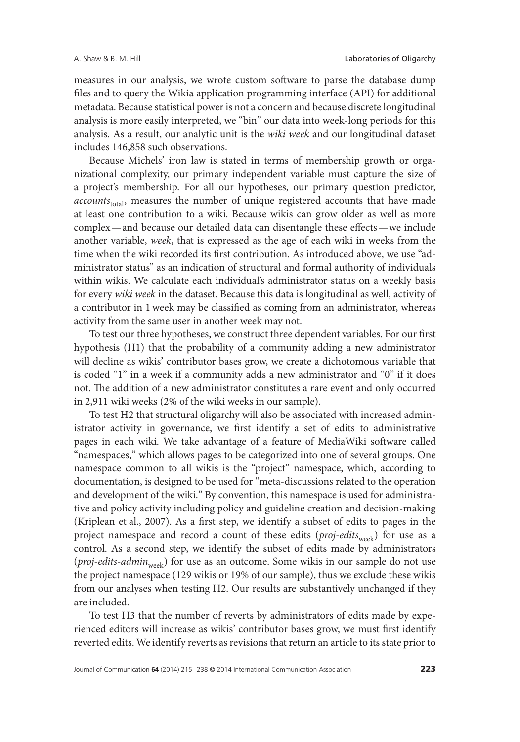measures in our analysis, we wrote custom software to parse the database dump files and to query the Wikia application programming interface (API) for additional metadata. Because statistical power is not a concern and because discrete longitudinal analysis is more easily interpreted, we "bin" our data into week-long periods for this analysis. As a result, our analytic unit is the *wiki week* and our longitudinal dataset includes 146,858 such observations.

Because Michels' iron law is stated in terms of membership growth or organizational complexity, our primary independent variable must capture the size of a project's membership. For all our hypotheses, our primary question predictor, $accounts_{total}$, measures the number of unique registered accounts that have made at least one contribution to a wiki. Because wikis can grow older as well as more complex — and because our detailed data can disentangle these effects — we include another variable, *week*, that is expressed as the age of each wiki in weeks from the time when the wiki recorded its first contribution. As introduced above, we use "administrator status" as an indication of structural and formal authority of individuals within wikis. We calculate each individual's administrator status on a weekly basis for every *wiki week* in the dataset. Because this data is longitudinal as well, activity of a contributor in 1 week may be classified as coming from an administrator, whereas activity from the same user in another week may not.

To test our three hypotheses, we construct three dependent variables. For our first hypothesis (H1) that the probability of a community adding a new administrator will decline as wikis' contributor bases grow, we create a dichotomous variable that is coded "1" in a week if a community adds a new administrator and "0" if it does not. The addition of a new administrator constitutes a rare event and only occurred in 2,911 wiki weeks (2% of the wiki weeks in our sample).

To test H2 that structural oligarchy will also be associated with increased administrator activity in governance, we first identify a set of edits to administrative pages in each wiki. We take advantage of a feature of MediaWiki software called "namespaces," which allows pages to be categorized into one of several groups. One namespace common to all wikis is the "project" namespace, which, according to documentation, is designed to be used for "meta-discussions related to the operation and development of the wiki." By convention, this namespace is used for administrative and policy activity including policy and guideline creation and decision-making (Kriplean et al., 2007). As a first step, we identify a subset of edits to pages in the project namespace and record a count of these edits ($proj\text{-}edits_{week}$) for use as a control. As a second step, we identify the subset of edits made by administrators ($proj\text{-}edits\text{-}admin_{week}$) for use as an outcome. Some wikis in our sample do not use the project namespace (129 wikis or 19% of our sample), thus we exclude these wikis from our analyses when testing H2. Our results are substantively unchanged if they are included.

To test H3 that the number of reverts by administrators of edits made by experienced editors will increase as wikis' contributor bases grow, we must first identify reverted edits. We identify reverts as revisions that return an article to its state prior to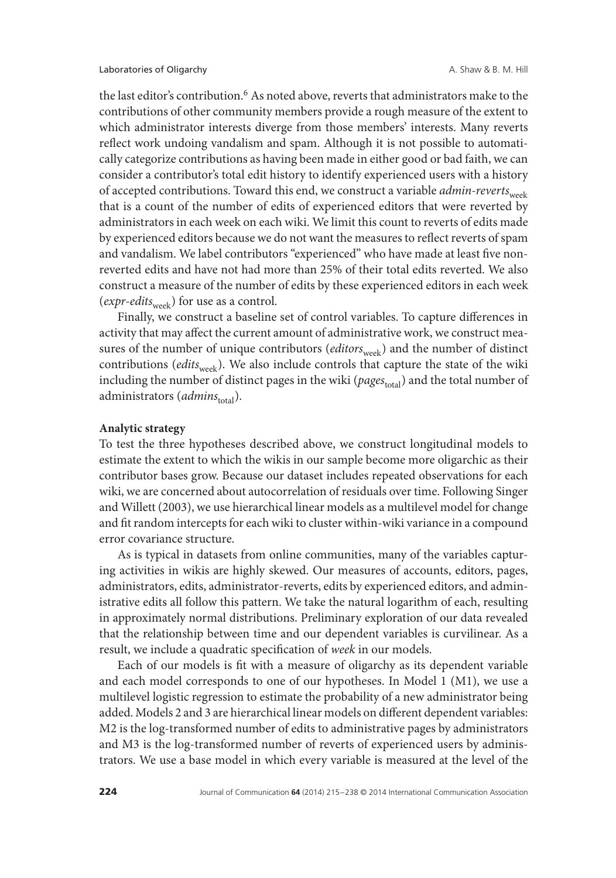the last editor's contribution.[6] As noted above, reverts that administrators make to the contributions of other community members provide a rough measure of the extent to which administrator interests diverge from those members' interests. Many reverts reflect work undoing vandalism and spam. Although it is not possible to automatically categorize contributions as having been made in either good or bad faith, we can consider a contributor's total edit history to identify experienced users with a history of accepted contributions. Toward this end, we construct a variable *admin-reverts*$_{week}$ that is a count of the number of edits of experienced editors that were reverted by administrators in each week on each wiki. We limit this count to reverts of edits made by experienced editors because we do not want the measures to reflect reverts of spam and vandalism. We label contributors "experienced" who have made at least five non-reverted edits and have not had more than 25% of their total edits reverted. We also construct a measure of the number of edits by these experienced editors in each week (*expr-edits*$_{week}$) for use as a control.

Finally, we construct a baseline set of control variables. To capture differences in activity that may affect the current amount of administrative work, we construct measures of the number of unique contributors (*editors*$_{week}$) and the number of distinct contributions (*edits*$_{week}$). We also include controls that capture the state of the wiki including the number of distinct pages in the wiki (*pages*$_{total}$) and the total number of administrators (*admins*$_{total}$).

**Analytic strategy**

To test the three hypotheses described above, we construct longitudinal models to estimate the extent to which the wikis in our sample become more oligarchic as their contributor bases grow. Because our dataset includes repeated observations for each wiki, we are concerned about autocorrelation of residuals over time. Following Singer and Willett (2003), we use hierarchical linear models as a multilevel model for change and fit random intercepts for each wiki to cluster within-wiki variance in a compound error covariance structure.

As is typical in datasets from online communities, many of the variables capturing activities in wikis are highly skewed. Our measures of accounts, editors, pages, administrators, edits, administrator-reverts, edits by experienced editors, and administrative edits all follow this pattern. We take the natural logarithm of each, resulting in approximately normal distributions. Preliminary exploration of our data revealed that the relationship between time and our dependent variables is curvilinear. As a result, we include a quadratic specification of *week* in our models.

Each of our models is fit with a measure of oligarchy as its dependent variable and each model corresponds to one of our hypotheses. In Model 1 (M1), we use a multilevel logistic regression to estimate the probability of a new administrator being added. Models 2 and 3 are hierarchical linear models on different dependent variables: M2 is the log-transformed number of edits to administrative pages by administrators and M3 is the log-transformed number of reverts of experienced users by administrators. We use a base model in which every variable is measured at the level of the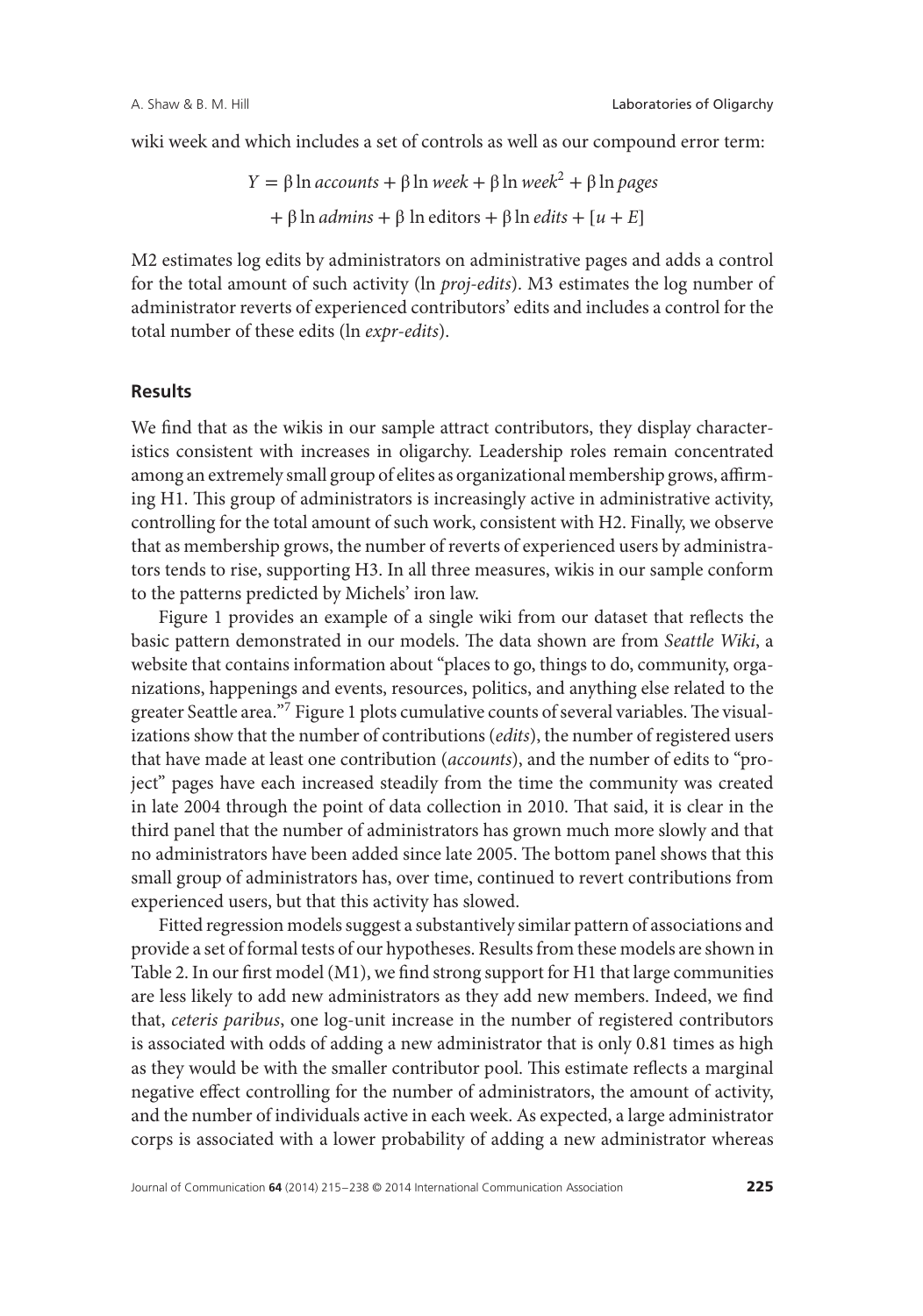wiki week and which includes a set of controls as well as our compound error term:

$$Y = \beta \ln accounts + \beta \ln week + \beta \ln week^2 + \beta \ln pages$$
$$+ \beta \ln admins + \beta \ln \text{editors} + \beta \ln edits + [u + E]$$

M2 estimates log edits by administrators on administrative pages and adds a control for the total amount of such activity (ln *proj-edits*). M3 estimates the log number of administrator reverts of experienced contributors' edits and includes a control for the total number of these edits (ln *expr-edits*).

## Results

We find that as the wikis in our sample attract contributors, they display characteristics consistent with increases in oligarchy. Leadership roles remain concentrated among an extremely small group of elites as organizational membership grows, affirming H1. This group of administrators is increasingly active in administrative activity, controlling for the total amount of such work, consistent with H2. Finally, we observe that as membership grows, the number of reverts of experienced users by administrators tends to rise, supporting H3. In all three measures, wikis in our sample conform to the patterns predicted by Michels' iron law.

Figure 1 provides an example of a single wiki from our dataset that reflects the basic pattern demonstrated in our models. The data shown are from *Seattle Wiki*, a website that contains information about "places to go, things to do, community, organizations, happenings and events, resources, politics, and anything else related to the greater Seattle area."[7] Figure 1 plots cumulative counts of several variables. The visualizations show that the number of contributions (*edits*), the number of registered users that have made at least one contribution (*accounts*), and the number of edits to "project" pages have each increased steadily from the time the community was created in late 2004 through the point of data collection in 2010. That said, it is clear in the third panel that the number of administrators has grown much more slowly and that no administrators have been added since late 2005. The bottom panel shows that this small group of administrators has, over time, continued to revert contributions from experienced users, but that this activity has slowed.

Fitted regression models suggest a substantively similar pattern of associations and provide a set of formal tests of our hypotheses. Results from these models are shown in Table 2. In our first model (M1), we find strong support for H1 that large communities are less likely to add new administrators as they add new members. Indeed, we find that, *ceteris paribus*, one log-unit increase in the number of registered contributors is associated with odds of adding a new administrator that is only 0.81 times as high as they would be with the smaller contributor pool. This estimate reflects a marginal negative effect controlling for the number of administrators, the amount of activity, and the number of individuals active in each week. As expected, a large administrator corps is associated with a lower probability of adding a new administrator whereas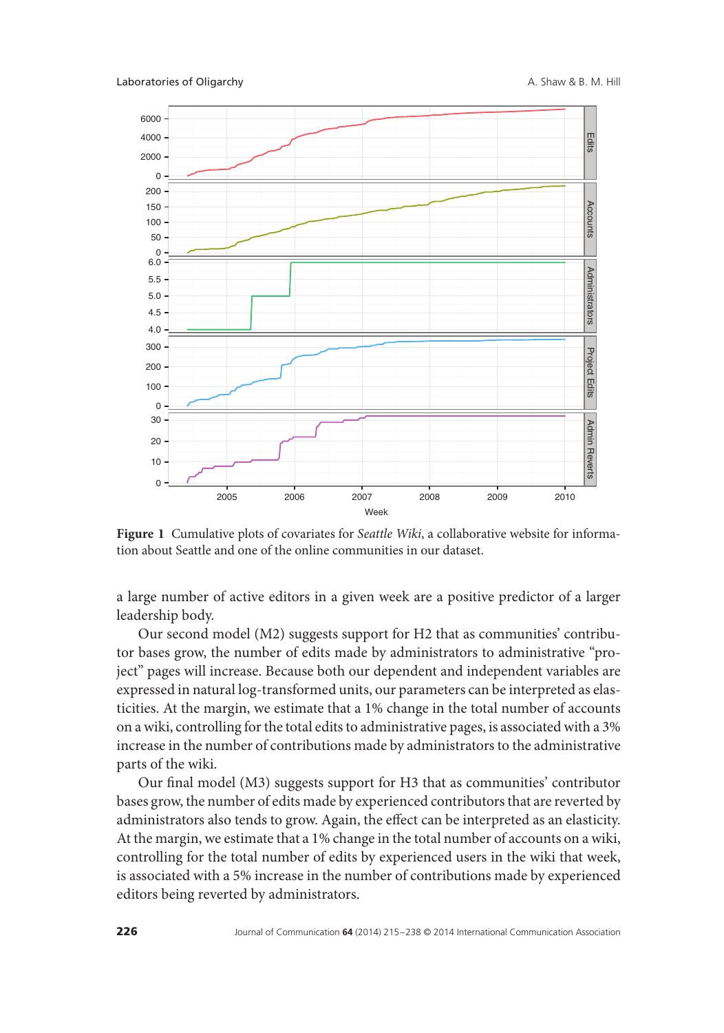**Figure 1** Cumulative plots of covariates for *Seattle Wiki*, a collaborative website for information about Seattle and one of the online communities in our dataset.

a large number of active editors in a given week are a positive predictor of a larger leadership body.

Our second model (M2) suggests support for H2 that as communities' contributor bases grow, the number of edits made by administrators to administrative "project" pages will increase. Because both our dependent and independent variables are expressed in natural log-transformed units, our parameters can be interpreted as elasticities. At the margin, we estimate that a 1% change in the total number of accounts on a wiki, controlling for the total edits to administrative pages, is associated with a 3% increase in the number of contributions made by administrators to the administrative parts of the wiki.

Our final model (M3) suggests support for H3 that as communities' contributor bases grow, the number of edits made by experienced contributors that are reverted by administrators also tends to grow. Again, the effect can be interpreted as an elasticity. At the margin, we estimate that a 1% change in the total number of accounts on a wiki, controlling for the total number of edits by experienced users in the wiki that week, is associated with a 5% increase in the number of contributions made by experienced editors being reverted by administrators.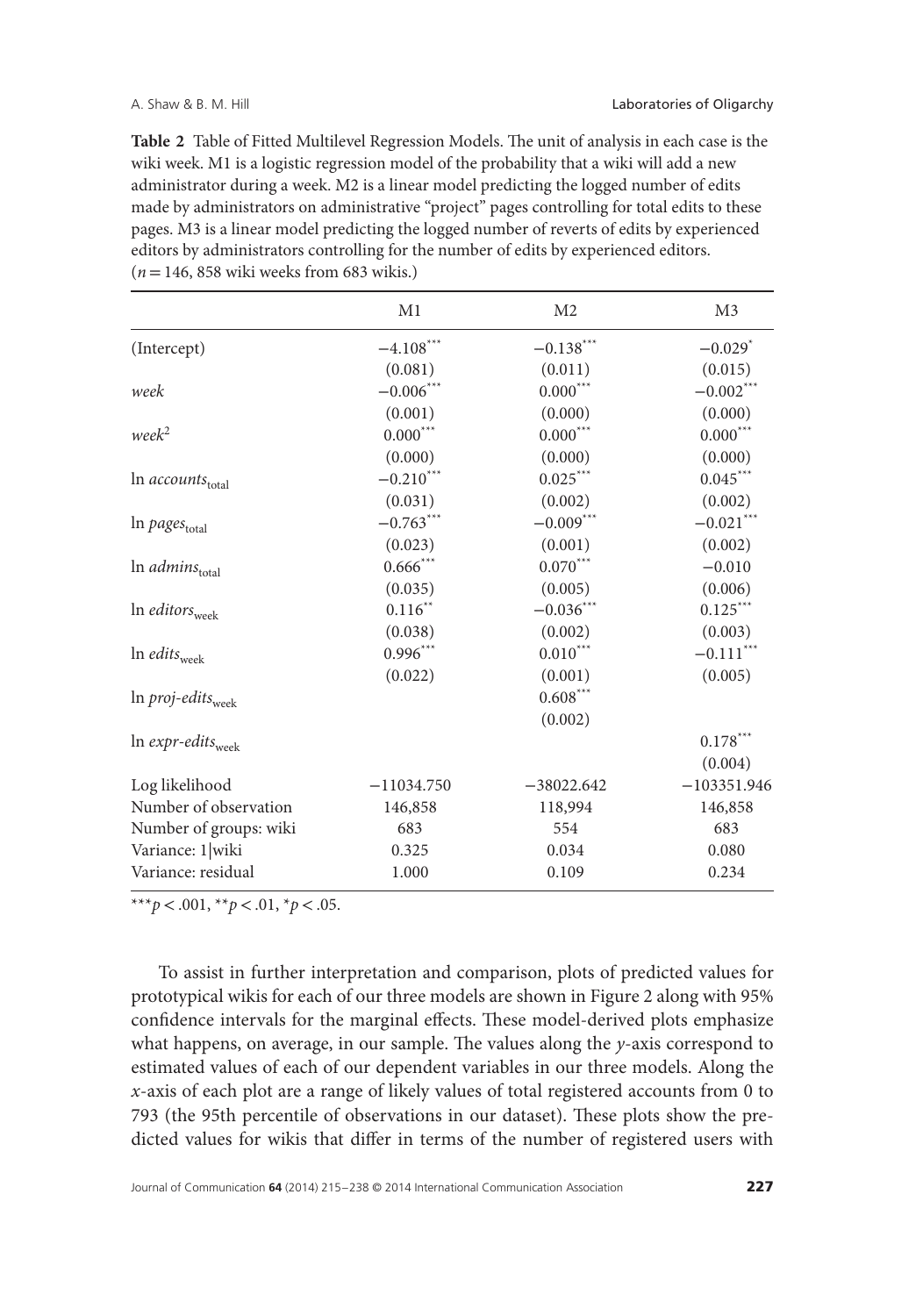**Table 2** Table of Fitted Multilevel Regression Models. The unit of analysis in each case is the wiki week. M1 is a logistic regression model of the probability that a wiki will add a new administrator during a week. M2 is a linear model predicting the logged number of edits made by administrators on administrative "project" pages controlling for total edits to these pages. M3 is a linear model predicting the logged number of reverts of edits by experienced editors by administrators controlling for the number of edits by experienced editors. ($n = 146,858$ wiki weeks from 683 wikis.)

| | M1 | M2 | M3 |
|---|---|---|---|
| (Intercept) | $-4.108^{***}$ | $-0.138^{***}$ | $-0.029^{*}$ |
| | (0.081) | (0.011) | (0.015) |
| *week* | $-0.006^{***}$ | $0.000^{***}$ | $-0.002^{***}$ |
| | (0.001) | (0.000) | (0.000) |
| $week^2$ | $0.000^{***}$ | $0.000^{***}$ | $0.000^{***}$ |
| | (0.000) | (0.000) | (0.000) |
| $\ln accounts_{\text{total}}$ | $-0.210^{***}$ | $0.025^{***}$ | $0.045^{***}$ |
| | (0.031) | (0.002) | (0.002) |
| $\ln pages_{\text{total}}$ | $-0.763^{***}$ | $-0.009^{***}$ | $-0.021^{***}$ |
| | (0.023) | (0.001) | (0.002) |
| $\ln admins_{\text{total}}$ | $0.666^{***}$ | $0.070^{***}$ | $-0.010$ |
| | (0.035) | (0.005) | (0.006) |
| $\ln editors_{\text{week}}$ | $0.116^{**}$ | $-0.036^{***}$ | $0.125^{***}$ |
| | (0.038) | (0.002) | (0.003) |
| $\ln edits_{\text{week}}$ | $0.996^{***}$ | $0.010^{***}$ | $-0.111^{***}$ |
| | (0.022) | (0.001) | (0.005) |
| $\ln proj\text{-}edits_{\text{week}}$ | | $0.608^{***}$ | |
| | | (0.002) | |
| $\ln expr\text{-}edits_{\text{week}}$ | | | $0.178^{***}$ |
| | | | (0.004) |
| Log likelihood | −11034.750 | −38022.642 | −103351.946 |
| Number of observation | 146,858 | 118,994 | 146,858 |
| Number of groups: wiki | 683 | 554 | 683 |
| Variance: 1\|wiki | 0.325 | 0.034 | 0.080 |
| Variance: residual | 1.000 | 0.109 | 0.234 |

$^{***}p < .001$, $^{**}p < .01$, $^{*}p < .05$.

To assist in further interpretation and comparison, plots of predicted values for prototypical wikis for each of our three models are shown in Figure 2 along with 95% confidence intervals for the marginal effects. These model-derived plots emphasize what happens, on average, in our sample. The values along the $y$-axis correspond to estimated values of each of our dependent variables in our three models. Along the $x$-axis of each plot are a range of likely values of total registered accounts from 0 to 793 (the 95th percentile of observations in our dataset). These plots show the predicted values for wikis that differ in terms of the number of registered users with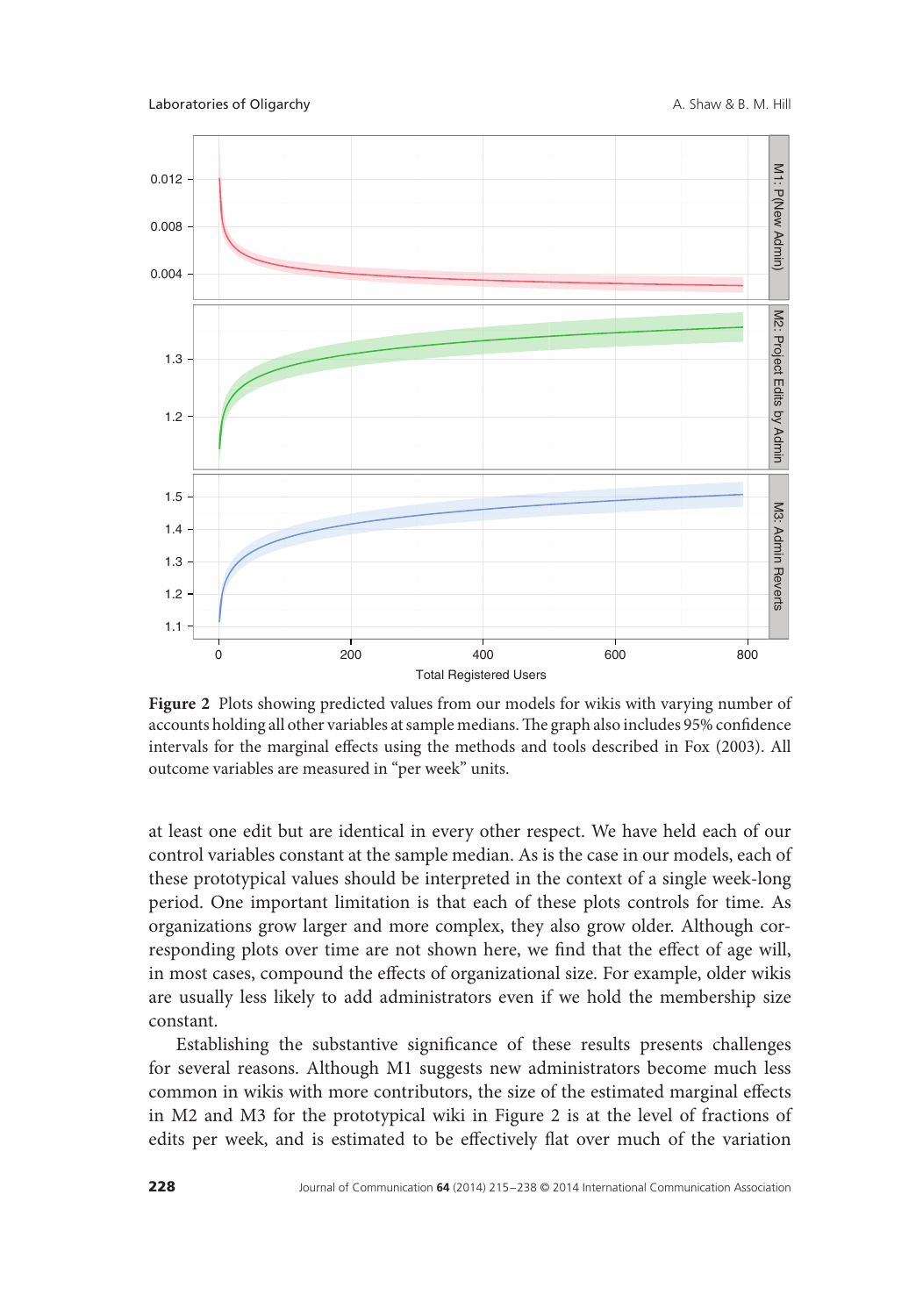**Figure 2** Plots showing predicted values from our models for wikis with varying number of accounts holding all other variables at sample medians. The graph also includes 95% confidence intervals for the marginal effects using the methods and tools described in Fox (2003). All outcome variables are measured in "per week" units.

at least one edit but are identical in every other respect. We have held each of our control variables constant at the sample median. As is the case in our models, each of these prototypical values should be interpreted in the context of a single week-long period. One important limitation is that each of these plots controls for time. As organizations grow larger and more complex, they also grow older. Although corresponding plots over time are not shown here, we find that the effect of age will, in most cases, compound the effects of organizational size. For example, older wikis are usually less likely to add administrators even if we hold the membership size constant.

Establishing the substantive significance of these results presents challenges for several reasons. Although M1 suggests new administrators become much less common in wikis with more contributors, the size of the estimated marginal effects in M2 and M3 for the prototypical wiki in Figure 2 is at the level of fractions of edits per week, and is estimated to be effectively flat over much of the variation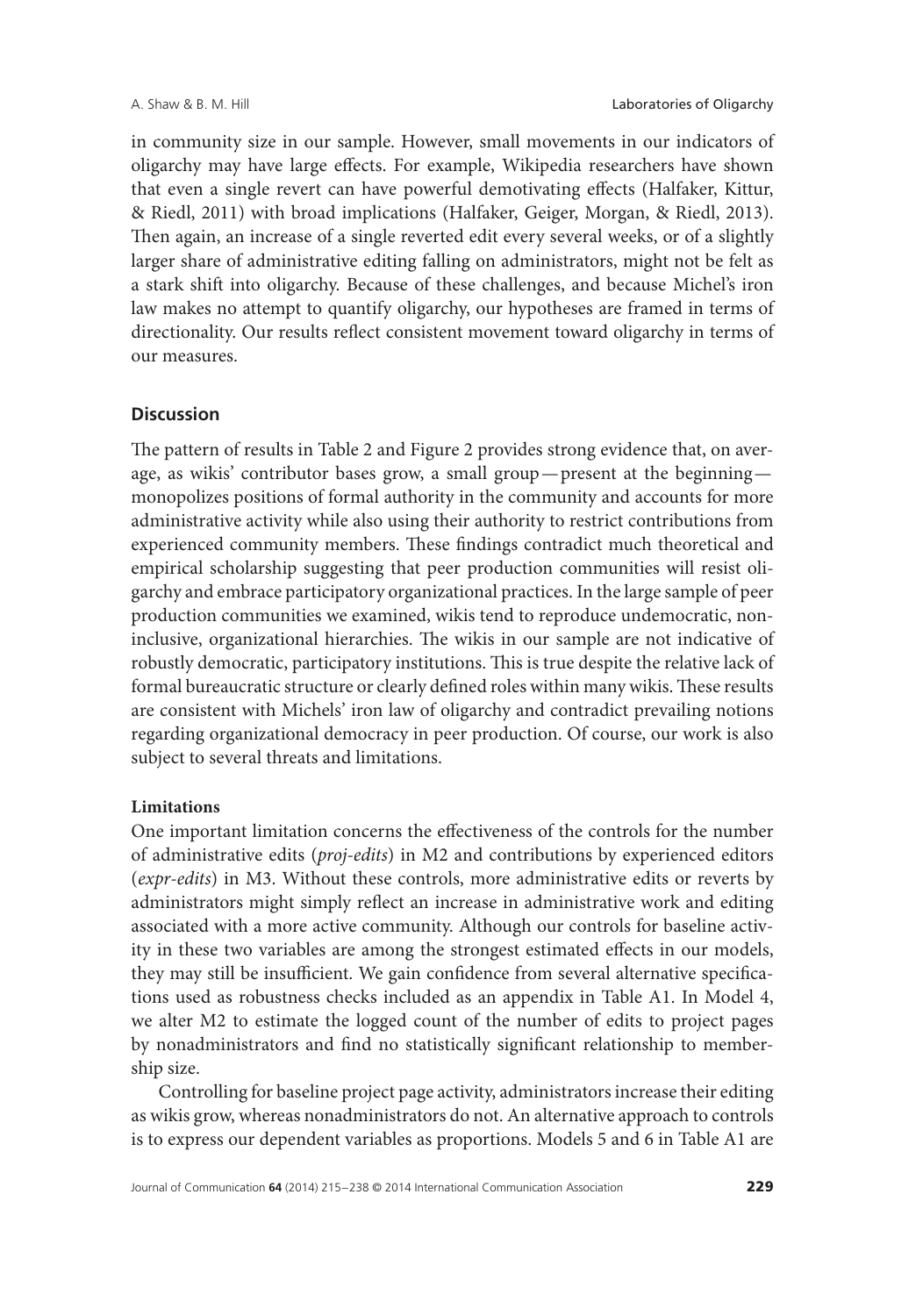in community size in our sample. However, small movements in our indicators of oligarchy may have large effects. For example, Wikipedia researchers have shown that even a single revert can have powerful demotivating effects (Halfaker, Kittur, & Riedl, 2011) with broad implications (Halfaker, Geiger, Morgan, & Riedl, 2013). Then again, an increase of a single reverted edit every several weeks, or of a slightly larger share of administrative editing falling on administrators, might not be felt as a stark shift into oligarchy. Because of these challenges, and because Michel's iron law makes no attempt to quantify oligarchy, our hypotheses are framed in terms of directionality. Our results reflect consistent movement toward oligarchy in terms of our measures.

## Discussion

The pattern of results in Table 2 and Figure 2 provides strong evidence that, on average, as wikis' contributor bases grow, a small group—present at the beginning—monopolizes positions of formal authority in the community and accounts for more administrative activity while also using their authority to restrict contributions from experienced community members. These findings contradict much theoretical and empirical scholarship suggesting that peer production communities will resist oligarchy and embrace participatory organizational practices. In the large sample of peer production communities we examined, wikis tend to reproduce undemocratic, noninclusive, organizational hierarchies. The wikis in our sample are not indicative of robustly democratic, participatory institutions. This is true despite the relative lack of formal bureaucratic structure or clearly defined roles within many wikis. These results are consistent with Michels' iron law of oligarchy and contradict prevailing notions regarding organizational democracy in peer production. Of course, our work is also subject to several threats and limitations.

### Limitations

One important limitation concerns the effectiveness of the controls for the number of administrative edits (*proj-edits*) in M2 and contributions by experienced editors (*expr-edits*) in M3. Without these controls, more administrative edits or reverts by administrators might simply reflect an increase in administrative work and editing associated with a more active community. Although our controls for baseline activity in these two variables are among the strongest estimated effects in our models, they may still be insufficient. We gain confidence from several alternative specifications used as robustness checks included as an appendix in Table A1. In Model 4, we alter M2 to estimate the logged count of the number of edits to project pages by nonadministrators and find no statistically significant relationship to membership size.

Controlling for baseline project page activity, administrators increase their editing as wikis grow, whereas nonadministrators do not. An alternative approach to controls is to express our dependent variables as proportions. Models 5 and 6 in Table A1 are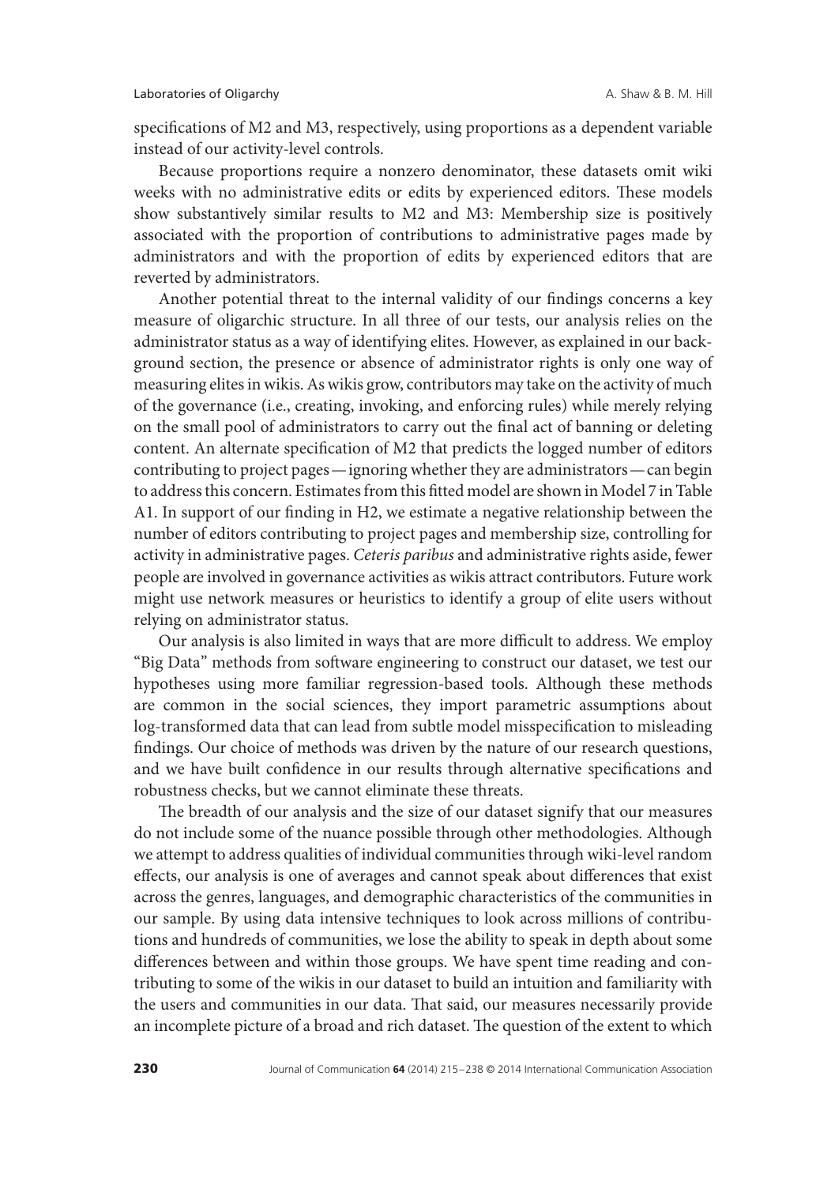specifications of M2 and M3, respectively, using proportions as a dependent variable instead of our activity-level controls.

Because proportions require a nonzero denominator, these datasets omit wiki weeks with no administrative edits or edits by experienced editors. These models show substantively similar results to M2 and M3: Membership size is positively associated with the proportion of contributions to administrative pages made by administrators and with the proportion of edits by experienced editors that are reverted by administrators.

Another potential threat to the internal validity of our findings concerns a key measure of oligarchic structure. In all three of our tests, our analysis relies on the administrator status as a way of identifying elites. However, as explained in our background section, the presence or absence of administrator rights is only one way of measuring elites in wikis. As wikis grow, contributors may take on the activity of much of the governance (i.e., creating, invoking, and enforcing rules) while merely relying on the small pool of administrators to carry out the final act of banning or deleting content. An alternate specification of M2 that predicts the logged number of editors contributing to project pages—ignoring whether they are administrators—can begin to address this concern. Estimates from this fitted model are shown in Model 7 in Table A1. In support of our finding in H2, we estimate a negative relationship between the number of editors contributing to project pages and membership size, controlling for activity in administrative pages. *Ceteris paribus* and administrative rights aside, fewer people are involved in governance activities as wikis attract contributors. Future work might use network measures or heuristics to identify a group of elite users without relying on administrator status.

Our analysis is also limited in ways that are more difficult to address. We employ "Big Data" methods from software engineering to construct our dataset, we test our hypotheses using more familiar regression-based tools. Although these methods are common in the social sciences, they import parametric assumptions about log-transformed data that can lead from subtle model misspecification to misleading findings. Our choice of methods was driven by the nature of our research questions, and we have built confidence in our results through alternative specifications and robustness checks, but we cannot eliminate these threats.

The breadth of our analysis and the size of our dataset signify that our measures do not include some of the nuance possible through other methodologies. Although we attempt to address qualities of individual communities through wiki-level random effects, our analysis is one of averages and cannot speak about differences that exist across the genres, languages, and demographic characteristics of the communities in our sample. By using data intensive techniques to look across millions of contributions and hundreds of communities, we lose the ability to speak in depth about some differences between and within those groups. We have spent time reading and contributing to some of the wikis in our dataset to build an intuition and familiarity with the users and communities in our data. That said, our measures necessarily provide an incomplete picture of a broad and rich dataset. The question of the extent to which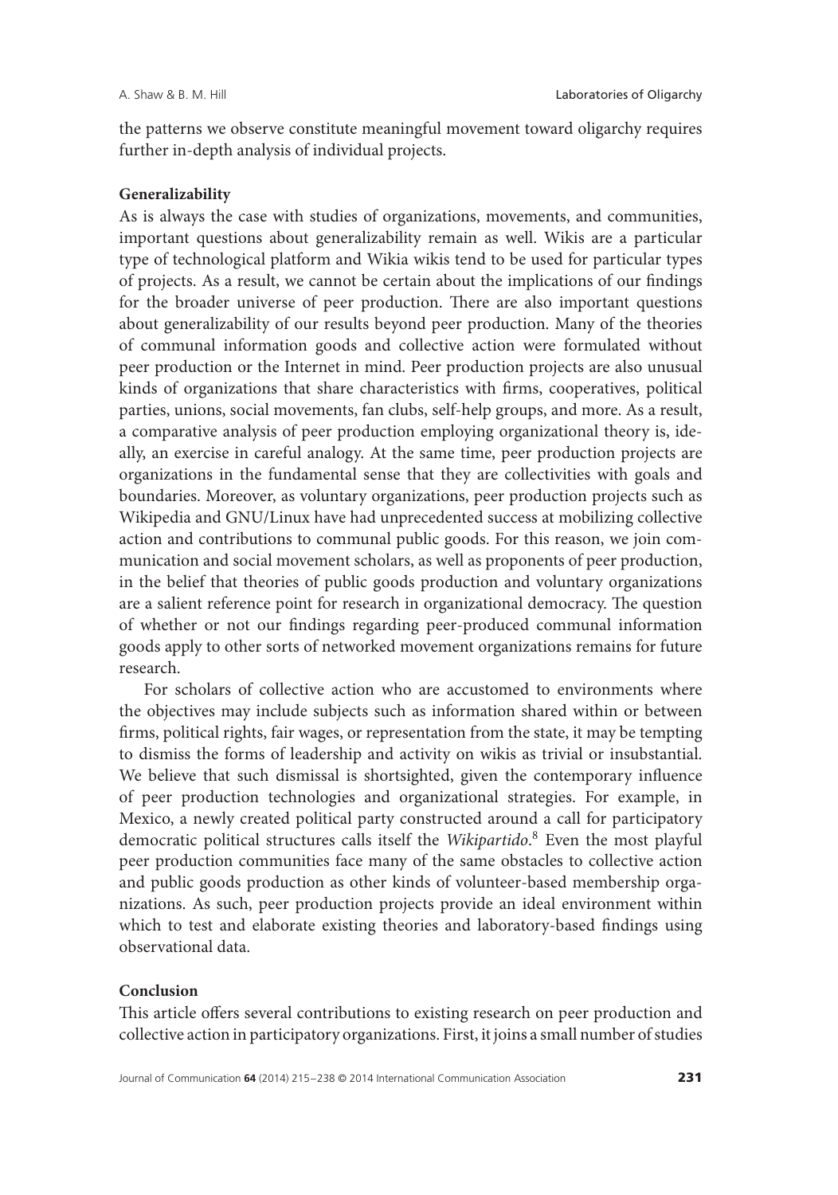the patterns we observe constitute meaningful movement toward oligarchy requires further in-depth analysis of individual projects.

### Generalizability

As is always the case with studies of organizations, movements, and communities, important questions about generalizability remain as well. Wikis are a particular type of technological platform and Wikia wikis tend to be used for particular types of projects. As a result, we cannot be certain about the implications of our findings for the broader universe of peer production. There are also important questions about generalizability of our results beyond peer production. Many of the theories of communal information goods and collective action were formulated without peer production or the Internet in mind. Peer production projects are also unusual kinds of organizations that share characteristics with firms, cooperatives, political parties, unions, social movements, fan clubs, self-help groups, and more. As a result, a comparative analysis of peer production employing organizational theory is, ideally, an exercise in careful analogy. At the same time, peer production projects are organizations in the fundamental sense that they are collectivities with goals and boundaries. Moreover, as voluntary organizations, peer production projects such as Wikipedia and GNU/Linux have had unprecedented success at mobilizing collective action and contributions to communal public goods. For this reason, we join communication and social movement scholars, as well as proponents of peer production, in the belief that theories of public goods production and voluntary organizations are a salient reference point for research in organizational democracy. The question of whether or not our findings regarding peer-produced communal information goods apply to other sorts of networked movement organizations remains for future research.

For scholars of collective action who are accustomed to environments where the objectives may include subjects such as information shared within or between firms, political rights, fair wages, or representation from the state, it may be tempting to dismiss the forms of leadership and activity on wikis as trivial or insubstantial. We believe that such dismissal is shortsighted, given the contemporary influence of peer production technologies and organizational strategies. For example, in Mexico, a newly created political party constructed around a call for participatory democratic political structures calls itself the *Wikipartido*.[8] Even the most playful peer production communities face many of the same obstacles to collective action and public goods production as other kinds of volunteer-based membership organizations. As such, peer production projects provide an ideal environment within which to test and elaborate existing theories and laboratory-based findings using observational data.

### Conclusion

This article offers several contributions to existing research on peer production and collective action in participatory organizations. First, it joins a small number of studies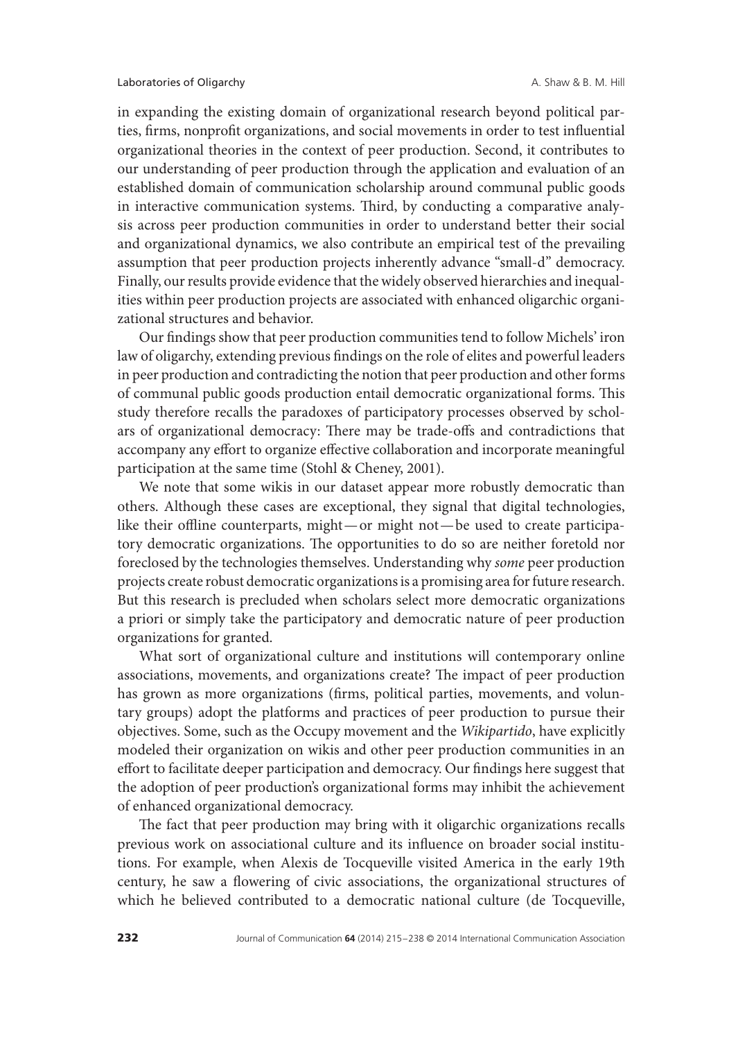in expanding the existing domain of organizational research beyond political parties, firms, nonprofit organizations, and social movements in order to test influential organizational theories in the context of peer production. Second, it contributes to our understanding of peer production through the application and evaluation of an established domain of communication scholarship around communal public goods in interactive communication systems. Third, by conducting a comparative analysis across peer production communities in order to understand better their social and organizational dynamics, we also contribute an empirical test of the prevailing assumption that peer production projects inherently advance "small-d" democracy. Finally, our results provide evidence that the widely observed hierarchies and inequalities within peer production projects are associated with enhanced oligarchic organizational structures and behavior.

Our findings show that peer production communities tend to follow Michels' iron law of oligarchy, extending previous findings on the role of elites and powerful leaders in peer production and contradicting the notion that peer production and other forms of communal public goods production entail democratic organizational forms. This study therefore recalls the paradoxes of participatory processes observed by scholars of organizational democracy: There may be trade-offs and contradictions that accompany any effort to organize effective collaboration and incorporate meaningful participation at the same time (Stohl & Cheney, 2001).

We note that some wikis in our dataset appear more robustly democratic than others. Although these cases are exceptional, they signal that digital technologies, like their offline counterparts, might—or might not—be used to create participatory democratic organizations. The opportunities to do so are neither foretold nor foreclosed by the technologies themselves. Understanding why *some* peer production projects create robust democratic organizations is a promising area for future research. But this research is precluded when scholars select more democratic organizations a priori or simply take the participatory and democratic nature of peer production organizations for granted.

What sort of organizational culture and institutions will contemporary online associations, movements, and organizations create? The impact of peer production has grown as more organizations (firms, political parties, movements, and voluntary groups) adopt the platforms and practices of peer production to pursue their objectives. Some, such as the Occupy movement and the *Wikipartido*, have explicitly modeled their organization on wikis and other peer production communities in an effort to facilitate deeper participation and democracy. Our findings here suggest that the adoption of peer production's organizational forms may inhibit the achievement of enhanced organizational democracy.

The fact that peer production may bring with it oligarchic organizations recalls previous work on associational culture and its influence on broader social institutions. For example, when Alexis de Tocqueville visited America in the early 19th century, he saw a flowering of civic associations, the organizational structures of which he believed contributed to a democratic national culture (de Tocqueville,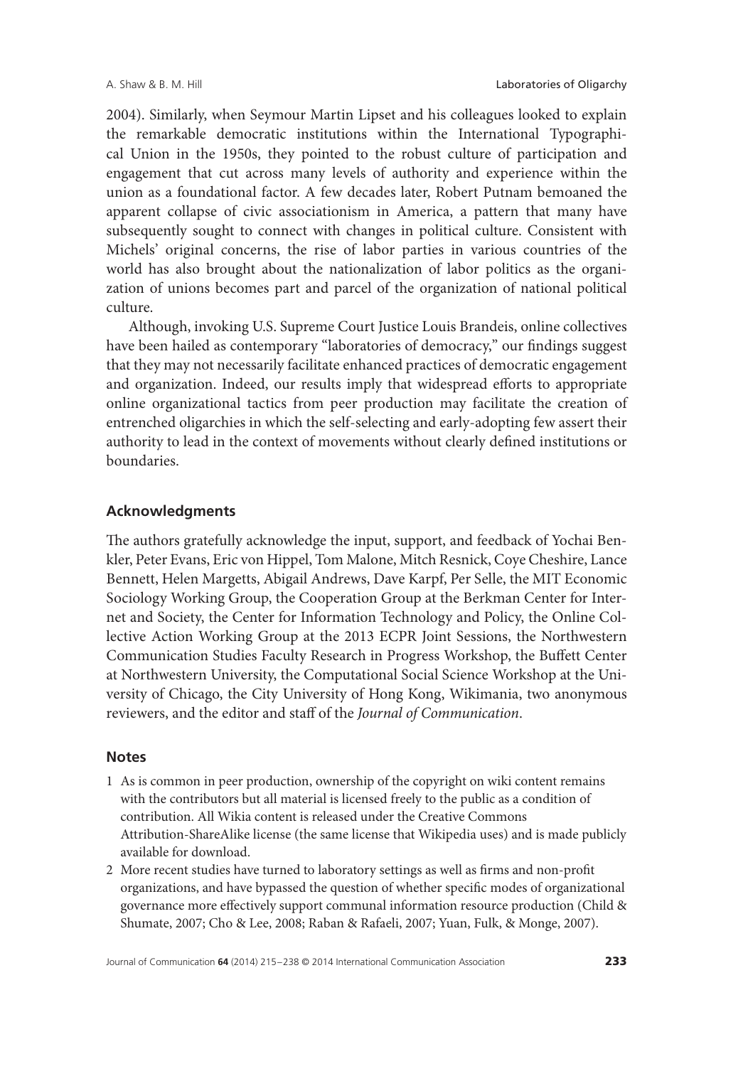2004). Similarly, when Seymour Martin Lipset and his colleagues looked to explain the remarkable democratic institutions within the International Typographical Union in the 1950s, they pointed to the robust culture of participation and engagement that cut across many levels of authority and experience within the union as a foundational factor. A few decades later, Robert Putnam bemoaned the apparent collapse of civic associationism in America, a pattern that many have subsequently sought to connect with changes in political culture. Consistent with Michels' original concerns, the rise of labor parties in various countries of the world has also brought about the nationalization of labor politics as the organization of unions becomes part and parcel of the organization of national political culture.

Although, invoking U.S. Supreme Court Justice Louis Brandeis, online collectives have been hailed as contemporary "laboratories of democracy," our findings suggest that they may not necessarily facilitate enhanced practices of democratic engagement and organization. Indeed, our results imply that widespread efforts to appropriate online organizational tactics from peer production may facilitate the creation of entrenched oligarchies in which the self-selecting and early-adopting few assert their authority to lead in the context of movements without clearly defined institutions or boundaries.

## Acknowledgments

The authors gratefully acknowledge the input, support, and feedback of Yochai Benkler, Peter Evans, Eric von Hippel, Tom Malone, Mitch Resnick, Coye Cheshire, Lance Bennett, Helen Margetts, Abigail Andrews, Dave Karpf, Per Selle, the MIT Economic Sociology Working Group, the Cooperation Group at the Berkman Center for Internet and Society, the Center for Information Technology and Policy, the Online Collective Action Working Group at the 2013 ECPR Joint Sessions, the Northwestern Communication Studies Faculty Research in Progress Workshop, the Buffett Center at Northwestern University, the Computational Social Science Workshop at the University of Chicago, the City University of Hong Kong, Wikimania, two anonymous reviewers, and the editor and staff of the *Journal of Communication*.

## Notes

1. As is common in peer production, ownership of the copyright on wiki content remains with the contributors but all material is licensed freely to the public as a condition of contribution. All Wikia content is released under the Creative Commons Attribution-ShareAlike license (the same license that Wikipedia uses) and is made publicly available for download.
2. More recent studies have turned to laboratory settings as well as firms and non-profit organizations, and have bypassed the question of whether specific modes of organizational governance more effectively support communal information resource production (Child & Shumate, 2007; Cho & Lee, 2008; Raban & Rafaeli, 2007; Yuan, Fulk, & Monge, 2007).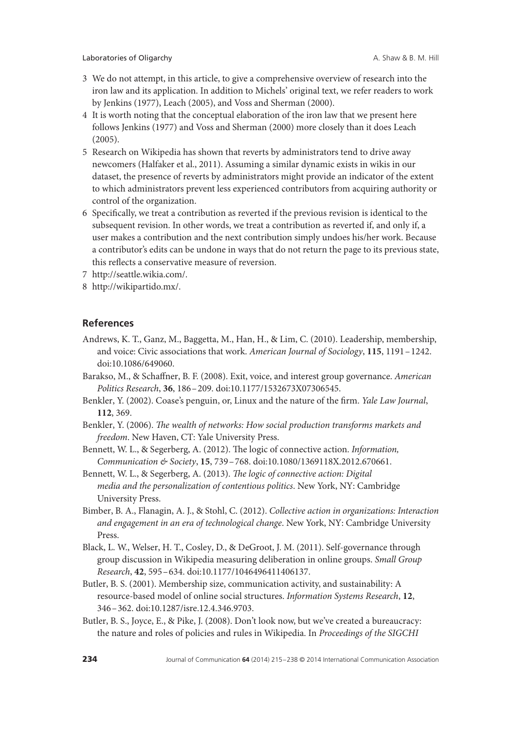3 We do not attempt, in this article, to give a comprehensive overview of research into the iron law and its application. In addition to Michels' original text, we refer readers to work by Jenkins (1977), Leach (2005), and Voss and Sherman (2000).

4 It is worth noting that the conceptual elaboration of the iron law that we present here follows Jenkins (1977) and Voss and Sherman (2000) more closely than it does Leach (2005).

5 Research on Wikipedia has shown that reverts by administrators tend to drive away newcomers (Halfaker et al., 2011). Assuming a similar dynamic exists in wikis in our dataset, the presence of reverts by administrators might provide an indicator of the extent to which administrators prevent less experienced contributors from acquiring authority or control of the organization.

6 Specifically, we treat a contribution as reverted if the previous revision is identical to the subsequent revision. In other words, we treat a contribution as reverted if, and only if, a user makes a contribution and the next contribution simply undoes his/her work. Because a contributor's edits can be undone in ways that do not return the page to its previous state, this reflects a conservative measure of reversion.

7 http://seattle.wikia.com/.

8 http://wikipartido.mx/.

## References

Andrews, K. T., Ganz, M., Baggetta, M., Han, H., & Lim, C. (2010). Leadership, membership, and voice: Civic associations that work. *American Journal of Sociology*, **115**, 1191–1242. doi:10.1086/649060.

Barakso, M., & Schaffner, B. F. (2008). Exit, voice, and interest group governance. *American Politics Research*, **36**, 186–209. doi:10.1177/1532673X07306545.

Benkler, Y. (2002). Coase's penguin, or, Linux and the nature of the firm. *Yale Law Journal*, **112**, 369.

Benkler, Y. (2006). *The wealth of networks: How social production transforms markets and freedom*. New Haven, CT: Yale University Press.

Bennett, W. L., & Segerberg, A. (2012). The logic of connective action. *Information, Communication & Society*, **15**, 739–768. doi:10.1080/1369118X.2012.670661.

Bennett, W. L., & Segerberg, A. (2013). *The logic of connective action: Digital media and the personalization of contentious politics*. New York, NY: Cambridge University Press.

Bimber, B. A., Flanagin, A. J., & Stohl, C. (2012). *Collective action in organizations: Interaction and engagement in an era of technological change*. New York, NY: Cambridge University Press.

Black, L. W., Welser, H. T., Cosley, D., & DeGroot, J. M. (2011). Self-governance through group discussion in Wikipedia measuring deliberation in online groups. *Small Group Research*, **42**, 595–634. doi:10.1177/1046496411406137.

Butler, B. S. (2001). Membership size, communication activity, and sustainability: A resource-based model of online social structures. *Information Systems Research*, **12**, 346–362. doi:10.1287/isre.12.4.346.9703.

Butler, B. S., Joyce, E., & Pike, J. (2008). Don't look now, but we've created a bureaucracy: the nature and roles of policies and rules in Wikipedia. In *Proceedings of the SIGCHI*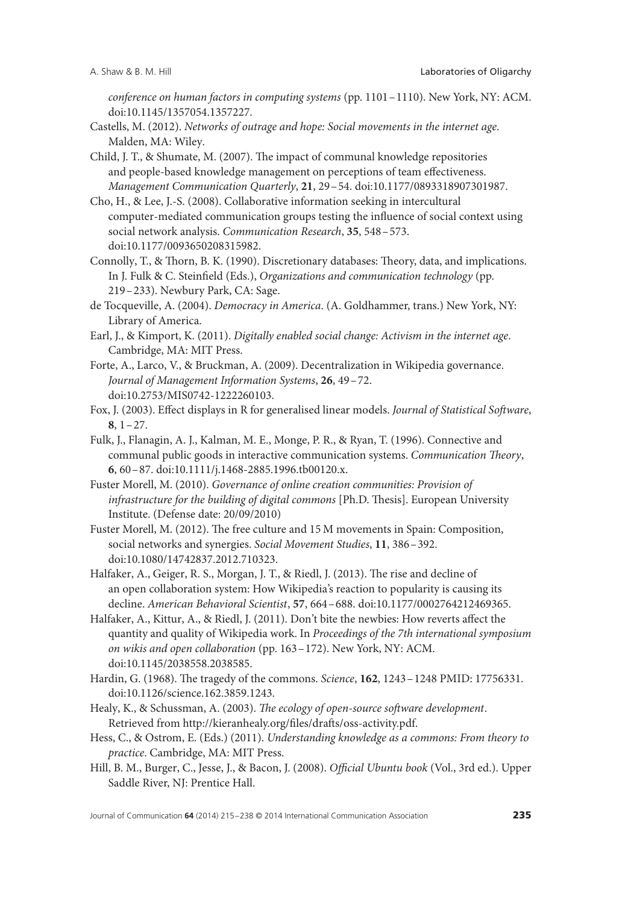*conference on human factors in computing systems* (pp. 1101–1110). New York, NY: ACM. doi:10.1145/1357054.1357227.

Castells, M. (2012). *Networks of outrage and hope: Social movements in the internet age*. Malden, MA: Wiley.

Child, J. T., & Shumate, M. (2007). The impact of communal knowledge repositories and people-based knowledge management on perceptions of team effectiveness. *Management Communication Quarterly*, **21**, 29–54. doi:10.1177/0893318907301987.

Cho, H., & Lee, J.-S. (2008). Collaborative information seeking in intercultural computer-mediated communication groups testing the influence of social context using social network analysis. *Communication Research*, **35**, 548–573. doi:10.1177/0093650208315982.

Connolly, T., & Thorn, B. K. (1990). Discretionary databases: Theory, data, and implications. In J. Fulk & C. Steinfield (Eds.), *Organizations and communication technology* (pp. 219–233). Newbury Park, CA: Sage.

de Tocqueville, A. (2004). *Democracy in America*. (A. Goldhammer, trans.) New York, NY: Library of America.

Earl, J., & Kimport, K. (2011). *Digitally enabled social change: Activism in the internet age*. Cambridge, MA: MIT Press.

Forte, A., Larco, V., & Bruckman, A. (2009). Decentralization in Wikipedia governance. *Journal of Management Information Systems*, **26**, 49–72. doi:10.2753/MIS0742-1222260103.

Fox, J. (2003). Effect displays in R for generalised linear models. *Journal of Statistical Software*, **8**, 1–27.

Fulk, J., Flanagin, A. J., Kalman, M. E., Monge, P. R., & Ryan, T. (1996). Connective and communal public goods in interactive communication systems. *Communication Theory*, **6**, 60–87. doi:10.1111/j.1468-2885.1996.tb00120.x.

Fuster Morell, M. (2010). *Governance of online creation communities: Provision of infrastructure for the building of digital commons* [Ph.D. Thesis]. European University Institute. (Defense date: 20/09/2010)

Fuster Morell, M. (2012). The free culture and 15 M movements in Spain: Composition, social networks and synergies. *Social Movement Studies*, **11**, 386–392. doi:10.1080/14742837.2012.710323.

Halfaker, A., Geiger, R. S., Morgan, J. T., & Riedl, J. (2013). The rise and decline of an open collaboration system: How Wikipedia's reaction to popularity is causing its decline. *American Behavioral Scientist*, **57**, 664–688. doi:10.1177/0002764212469365.

Halfaker, A., Kittur, A., & Riedl, J. (2011). Don't bite the newbies: How reverts affect the quantity and quality of Wikipedia work. In *Proceedings of the 7th international symposium on wikis and open collaboration* (pp. 163–172). New York, NY: ACM. doi:10.1145/2038558.2038585.

Hardin, G. (1968). The tragedy of the commons. *Science*, **162**, 1243–1248 PMID: 17756331. doi:10.1126/science.162.3859.1243.

Healy, K., & Schussman, A. (2003). *The ecology of open-source software development*. Retrieved from http://kieranhealy.org/files/drafts/oss-activity.pdf.

Hess, C., & Ostrom, E. (Eds.) (2011). *Understanding knowledge as a commons: From theory to practice*. Cambridge, MA: MIT Press.

Hill, B. M., Burger, C., Jesse, J., & Bacon, J. (2008). *Official Ubuntu book* (Vol., 3rd ed.). Upper Saddle River, NJ: Prentice Hall.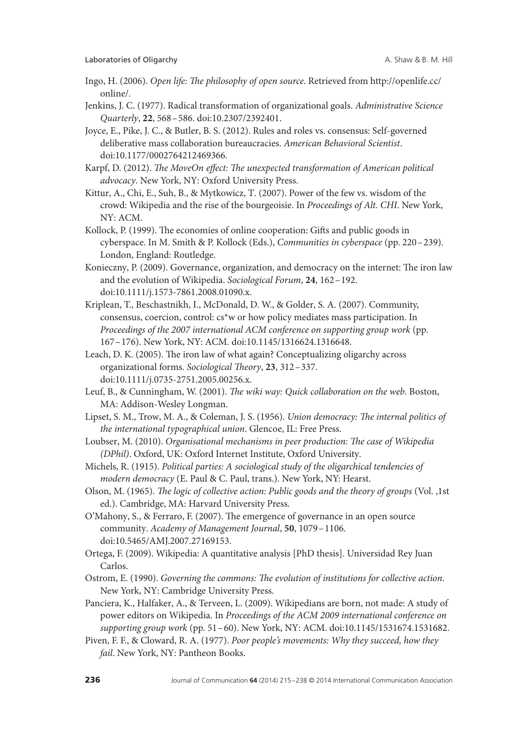Ingo, H. (2006). *Open life: The philosophy of open source*. Retrieved from http://openlife.cc/online/.

Jenkins, J. C. (1977). Radical transformation of organizational goals. *Administrative Science Quarterly*, **22**, 568–586. doi:10.2307/2392401.

Joyce, E., Pike, J. C., & Butler, B. S. (2012). Rules and roles vs. consensus: Self-governed deliberative mass collaboration bureaucracies. *American Behavioral Scientist*. doi:10.1177/0002764212469366.

Karpf, D. (2012). *The MoveOn effect: The unexpected transformation of American political advocacy*. New York, NY: Oxford University Press.

Kittur, A., Chi, E., Suh, B., & Mytkowicz, T. (2007). Power of the few vs. wisdom of the crowd: Wikipedia and the rise of the bourgeoisie. In *Proceedings of Alt. CHI*. New York, NY: ACM.

Kollock, P. (1999). The economies of online cooperation: Gifts and public goods in cyberspace. In M. Smith & P. Kollock (Eds.), *Communities in cyberspace* (pp. 220–239). London, England: Routledge.

Konieczny, P. (2009). Governance, organization, and democracy on the internet: The iron law and the evolution of Wikipedia. *Sociological Forum*, **24**, 162–192. doi:10.1111/j.1573-7861.2008.01090.x.

Kriplean, T., Beschastnikh, I., McDonald, D. W., & Golder, S. A. (2007). Community, consensus, coercion, control: cs*w or how policy mediates mass participation. In *Proceedings of the 2007 international ACM conference on supporting group work* (pp. 167–176). New York, NY: ACM. doi:10.1145/1316624.1316648.

Leach, D. K. (2005). The iron law of what again? Conceptualizing oligarchy across organizational forms. *Sociological Theory*, **23**, 312–337. doi:10.1111/j.0735-2751.2005.00256.x.

Leuf, B., & Cunningham, W. (2001). *The wiki way: Quick collaboration on the web*. Boston, MA: Addison-Wesley Longman.

Lipset, S. M., Trow, M. A., & Coleman, J. S. (1956). *Union democracy: The internal politics of the international typographical union*. Glencoe, IL: Free Press.

Loubser, M. (2010). *Organisational mechanisms in peer production: The case of Wikipedia (DPhil)*. Oxford, UK: Oxford Internet Institute, Oxford University.

Michels, R. (1915). *Political parties: A sociological study of the oligarchical tendencies of modern democracy* (E. Paul & C. Paul, trans.). New York, NY: Hearst.

Olson, M. (1965). *The logic of collective action: Public goods and the theory of groups* (Vol. ,1st ed.). Cambridge, MA: Harvard University Press.

O'Mahony, S., & Ferraro, F. (2007). The emergence of governance in an open source community. *Academy of Management Journal*, **50**, 1079–1106. doi:10.5465/AMJ.2007.27169153.

Ortega, F. (2009). Wikipedia: A quantitative analysis [PhD thesis]. Universidad Rey Juan Carlos.

Ostrom, E. (1990). *Governing the commons: The evolution of institutions for collective action*. New York, NY: Cambridge University Press.

Panciera, K., Halfaker, A., & Terveen, L. (2009). Wikipedians are born, not made: A study of power editors on Wikipedia. In *Proceedings of the ACM 2009 international conference on supporting group work* (pp. 51–60). New York, NY: ACM. doi:10.1145/1531674.1531682.

Piven, F. F., & Cloward, R. A. (1977). *Poor people's movements: Why they succeed, how they fail*. New York, NY: Pantheon Books.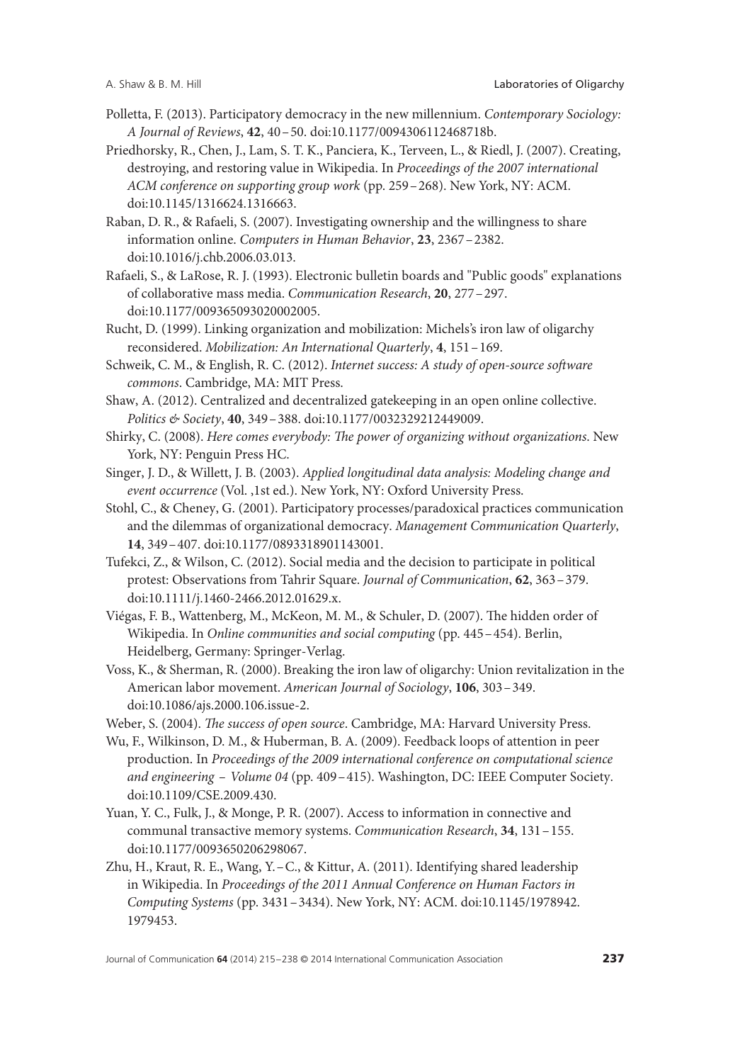Polletta, F. (2013). Participatory democracy in the new millennium. *Contemporary Sociology: A Journal of Reviews*, **42**, 40–50. doi:10.1177/0094306112468718b.

Priedhorsky, R., Chen, J., Lam, S. T. K., Panciera, K., Terveen, L., & Riedl, J. (2007). Creating, destroying, and restoring value in Wikipedia. In *Proceedings of the 2007 international ACM conference on supporting group work* (pp. 259–268). New York, NY: ACM. doi:10.1145/1316624.1316663.

Raban, D. R., & Rafaeli, S. (2007). Investigating ownership and the willingness to share information online. *Computers in Human Behavior*, **23**, 2367–2382. doi:10.1016/j.chb.2006.03.013.

Rafaeli, S., & LaRose, R. J. (1993). Electronic bulletin boards and "Public goods" explanations of collaborative mass media. *Communication Research*, **20**, 277–297. doi:10.1177/009365093020002005.

Rucht, D. (1999). Linking organization and mobilization: Michels's iron law of oligarchy reconsidered. *Mobilization: An International Quarterly*, **4**, 151–169.

Schweik, C. M., & English, R. C. (2012). *Internet success: A study of open-source software commons*. Cambridge, MA: MIT Press.

Shaw, A. (2012). Centralized and decentralized gatekeeping in an open online collective. *Politics & Society*, **40**, 349–388. doi:10.1177/0032329212449009.

Shirky, C. (2008). *Here comes everybody: The power of organizing without organizations*. New York, NY: Penguin Press HC.

Singer, J. D., & Willett, J. B. (2003). *Applied longitudinal data analysis: Modeling change and event occurrence* (Vol. ,1st ed.). New York, NY: Oxford University Press.

Stohl, C., & Cheney, G. (2001). Participatory processes/paradoxical practices communication and the dilemmas of organizational democracy. *Management Communication Quarterly*, **14**, 349–407. doi:10.1177/0893318901143001.

Tufekci, Z., & Wilson, C. (2012). Social media and the decision to participate in political protest: Observations from Tahrir Square. *Journal of Communication*, **62**, 363–379. doi:10.1111/j.1460-2466.2012.01629.x.

Viégas, F. B., Wattenberg, M., McKeon, M. M., & Schuler, D. (2007). The hidden order of Wikipedia. In *Online communities and social computing* (pp. 445–454). Berlin, Heidelberg, Germany: Springer-Verlag.

Voss, K., & Sherman, R. (2000). Breaking the iron law of oligarchy: Union revitalization in the American labor movement. *American Journal of Sociology*, **106**, 303–349. doi:10.1086/ajs.2000.106.issue-2.

Weber, S. (2004). *The success of open source*. Cambridge, MA: Harvard University Press.

Wu, F., Wilkinson, D. M., & Huberman, B. A. (2009). Feedback loops of attention in peer production. In *Proceedings of the 2009 international conference on computational science and engineering – Volume 04* (pp. 409–415). Washington, DC: IEEE Computer Society. doi:10.1109/CSE.2009.430.

Yuan, Y. C., Fulk, J., & Monge, P. R. (2007). Access to information in connective and communal transactive memory systems. *Communication Research*, **34**, 131–155. doi:10.1177/0093650206298067.

Zhu, H., Kraut, R. E., Wang, Y.–C., & Kittur, A. (2011). Identifying shared leadership in Wikipedia. In *Proceedings of the 2011 Annual Conference on Human Factors in Computing Systems* (pp. 3431–3434). New York, NY: ACM. doi:10.1145/1978942.1979453.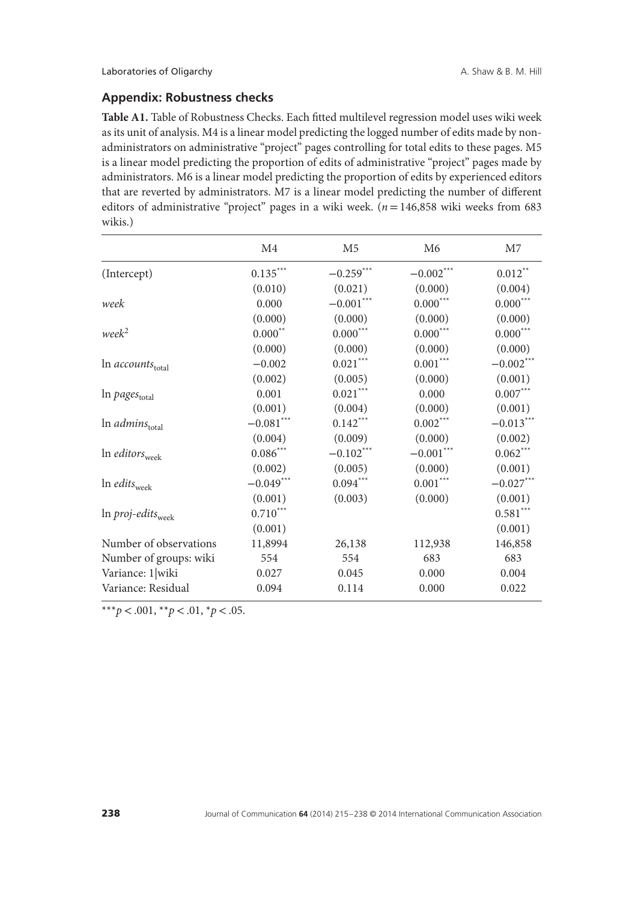## Appendix: Robustness checks

**Table A1.** Table of Robustness Checks. Each fitted multilevel regression model uses wiki week as its unit of analysis. M4 is a linear model predicting the logged number of edits made by non-administrators on administrative "project" pages controlling for total edits to these pages. M5 is a linear model predicting the proportion of edits of administrative "project" pages made by administrators. M6 is a linear model predicting the proportion of edits by experienced editors that are reverted by administrators. M7 is a linear model predicting the number of different editors of administrative "project" pages in a wiki week. ($n = 146{,}858$ wiki weeks from 683 wikis.)

| | M4 | M5 | M6 | M7 |
|---|---|---|---|---|
| (Intercept) | $0.135^{***}$ | $-0.259^{***}$ | $-0.002^{***}$ | $0.012^{**}$ |
| | (0.010) | (0.021) | (0.000) | (0.004) |
| *week* | 0.000 | $-0.001^{***}$ | $0.000^{***}$ | $0.000^{***}$ |
| | (0.000) | (0.000) | (0.000) | (0.000) |
| $week^2$ | $0.000^{**}$ | $0.000^{***}$ | $0.000^{***}$ | $0.000^{***}$ |
| | (0.000) | (0.000) | (0.000) | (0.000) |
| $\ln accounts_{\text{total}}$ | $-0.002$ | $0.021^{***}$ | $0.001^{***}$ | $-0.002^{***}$ |
| | (0.002) | (0.005) | (0.000) | (0.001) |
| $\ln pages_{\text{total}}$ | 0.001 | $0.021^{***}$ | 0.000 | $0.007^{***}$ |
| | (0.001) | (0.004) | (0.000) | (0.001) |
| $\ln admins_{\text{total}}$ | $-0.081^{***}$ | $0.142^{***}$ | $0.002^{***}$ | $-0.013^{***}$ |
| | (0.004) | (0.009) | (0.000) | (0.002) |
| $\ln editors_{\text{week}}$ | $0.086^{***}$ | $-0.102^{***}$ | $-0.001^{***}$ | $0.062^{***}$ |
| | (0.002) | (0.005) | (0.000) | (0.001) |
| $\ln edits_{\text{week}}$ | $-0.049^{***}$ | $0.094^{***}$ | $0.001^{***}$ | $-0.027^{***}$ |
| | (0.001) | (0.003) | (0.000) | (0.001) |
| $\ln proj\text{-}edits_{\text{week}}$ | $0.710^{***}$ | | | $0.581^{***}$ |
| | (0.001) | | | (0.001) |
| Number of observations | 11,8994 | 26,138 | 112,938 | 146,858 |
| Number of groups: wiki | 554 | 554 | 683 | 683 |
| Variance: 1\|wiki | 0.027 | 0.045 | 0.000 | 0.004 |
| Variance: Residual | 0.094 | 0.114 | 0.000 | 0.022 |

$^{***}p < .001$, $^{**}p < .01$, $^{*}p < .05$.